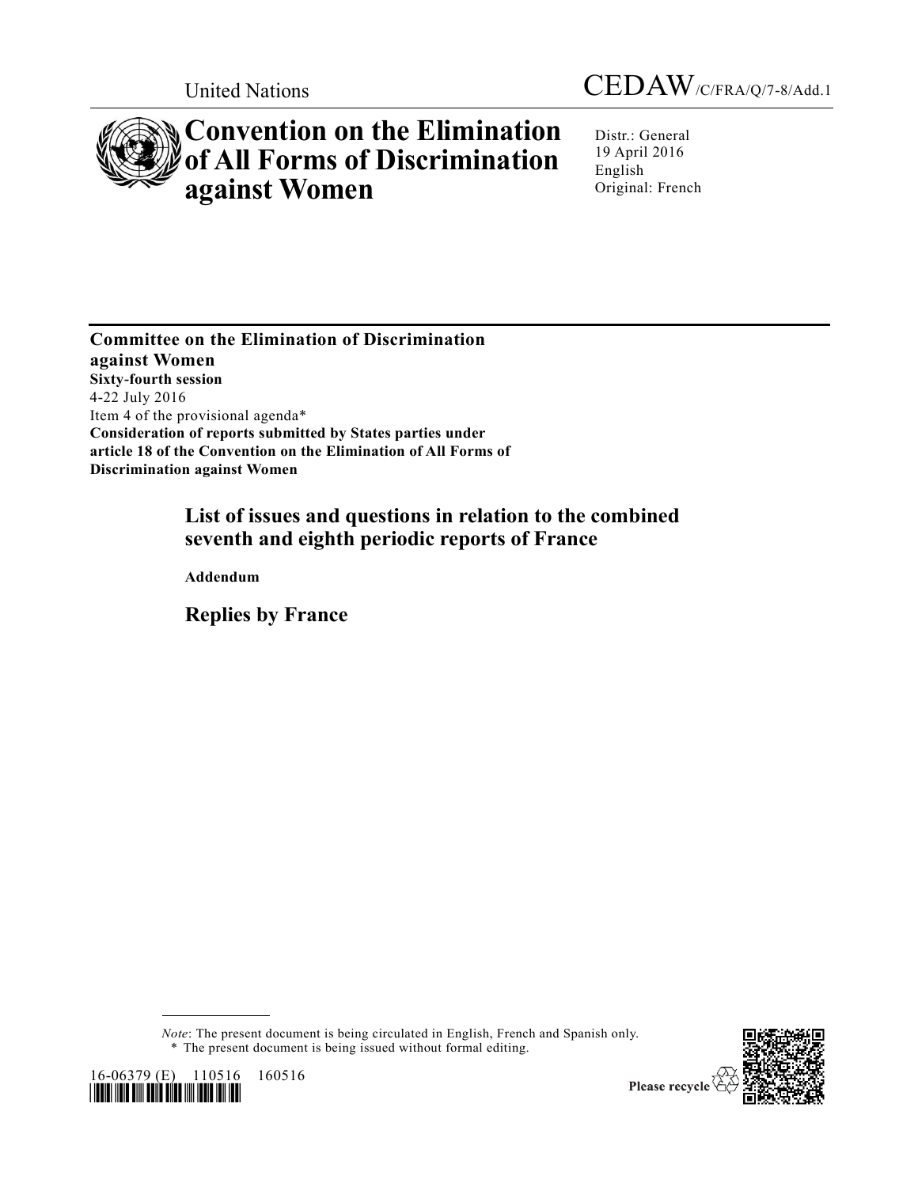United Nations

CEDAW/C/FRA/Q/7-8/Add.1

# Convention on the Elimination of All Forms of Discrimination against Women

Distr.: General
19 April 2016
English
Original: French

**Committee on the Elimination of Discrimination against Women**
**Sixty-fourth session**
4-22 July 2016
Item 4 of the provisional agenda*
**Consideration of reports submitted by States parties under article 18 of the Convention on the Elimination of All Forms of Discrimination against Women**

## List of issues and questions in relation to the combined seventh and eighth periodic reports of France

**Addendum**

## Replies by France

*Note*: The present document is being circulated in English, French and Spanish only.

\* The present document is being issued without formal editing.

16-06379 (E) 110516 160516

Please recycle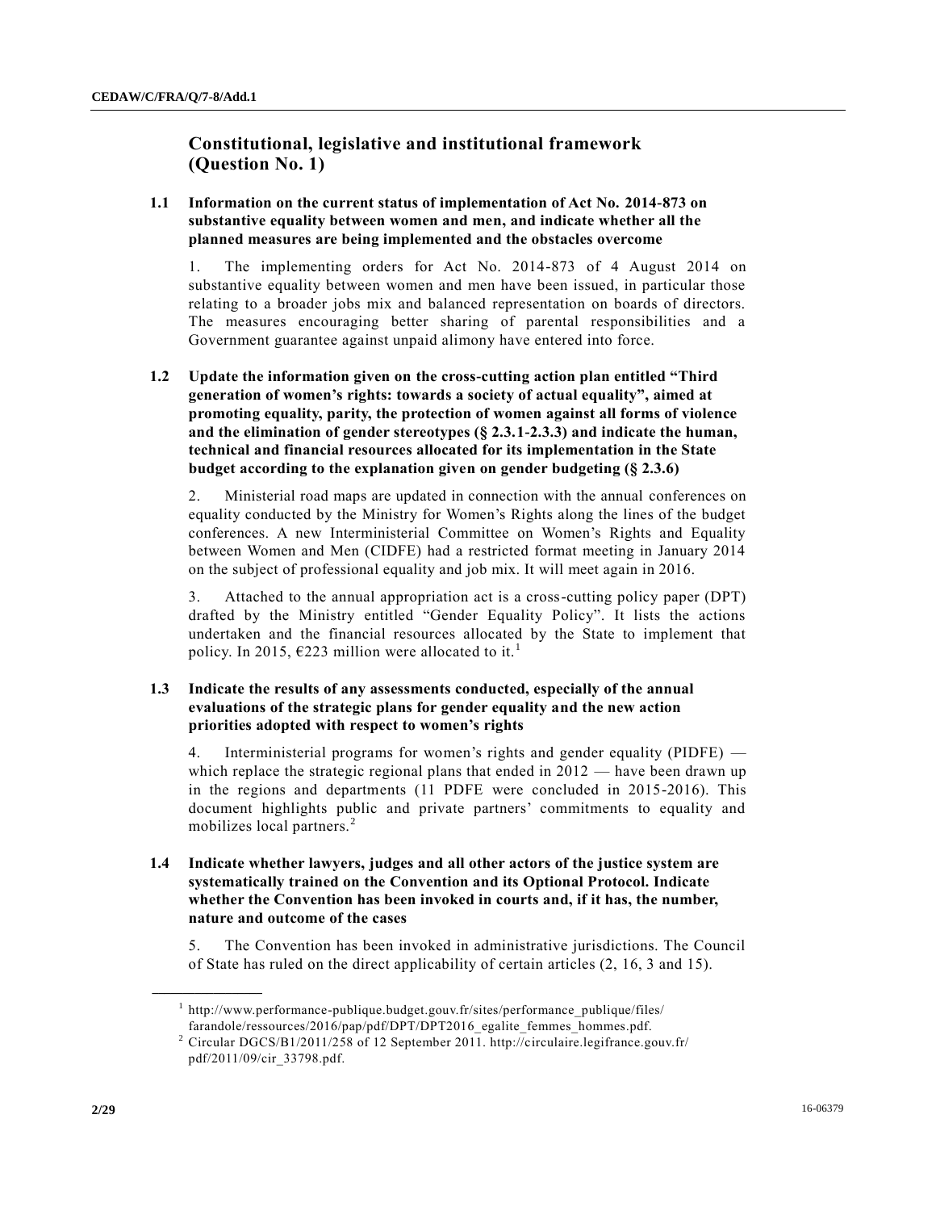## Constitutional, legislative and institutional framework (Question No. 1)

### 1.1 Information on the current status of implementation of Act No. 2014-873 on substantive equality between women and men, and indicate whether all the planned measures are being implemented and the obstacles overcome

1. The implementing orders for Act No. 2014-873 of 4 August 2014 on substantive equality between women and men have been issued, in particular those relating to a broader jobs mix and balanced representation on boards of directors. The measures encouraging better sharing of parental responsibilities and a Government guarantee against unpaid alimony have entered into force.

### 1.2 Update the information given on the cross-cutting action plan entitled "Third generation of women's rights: towards a society of actual equality", aimed at promoting equality, parity, the protection of women against all forms of violence and the elimination of gender stereotypes (§ 2.3.1-2.3.3) and indicate the human, technical and financial resources allocated for its implementation in the State budget according to the explanation given on gender budgeting (§ 2.3.6)

2. Ministerial road maps are updated in connection with the annual conferences on equality conducted by the Ministry for Women's Rights along the lines of the budget conferences. A new Interministerial Committee on Women's Rights and Equality between Women and Men (CIDFE) had a restricted format meeting in January 2014 on the subject of professional equality and job mix. It will meet again in 2016.

3. Attached to the annual appropriation act is a cross-cutting policy paper (DPT) drafted by the Ministry entitled "Gender Equality Policy". It lists the actions undertaken and the financial resources allocated by the State to implement that policy. In 2015, €223 million were allocated to it.[1]

### 1.3 Indicate the results of any assessments conducted, especially of the annual evaluations of the strategic plans for gender equality and the new action priorities adopted with respect to women's rights

4. Interministerial programs for women's rights and gender equality (PIDFE) — which replace the strategic regional plans that ended in 2012 — have been drawn up in the regions and departments (11 PDFE were concluded in 2015-2016). This document highlights public and private partners' commitments to equality and mobilizes local partners.[2]

### 1.4 Indicate whether lawyers, judges and all other actors of the justice system are systematically trained on the Convention and its Optional Protocol. Indicate whether the Convention has been invoked in courts and, if it has, the number, nature and outcome of the cases

5. The Convention has been invoked in administrative jurisdictions. The Council of State has ruled on the direct applicability of certain articles (2, 16, 3 and 15).

---

[1] http://www.performance-publique.budget.gouv.fr/sites/performance_publique/files/farandole/ressources/2016/pap/pdf/DPT/DPT2016_egalite_femmes_hommes.pdf.

[2] Circular DGCS/B1/2011/258 of 12 September 2011. http://circulaire.legifrance.gouv.fr/pdf/2011/09/cir_33798.pdf.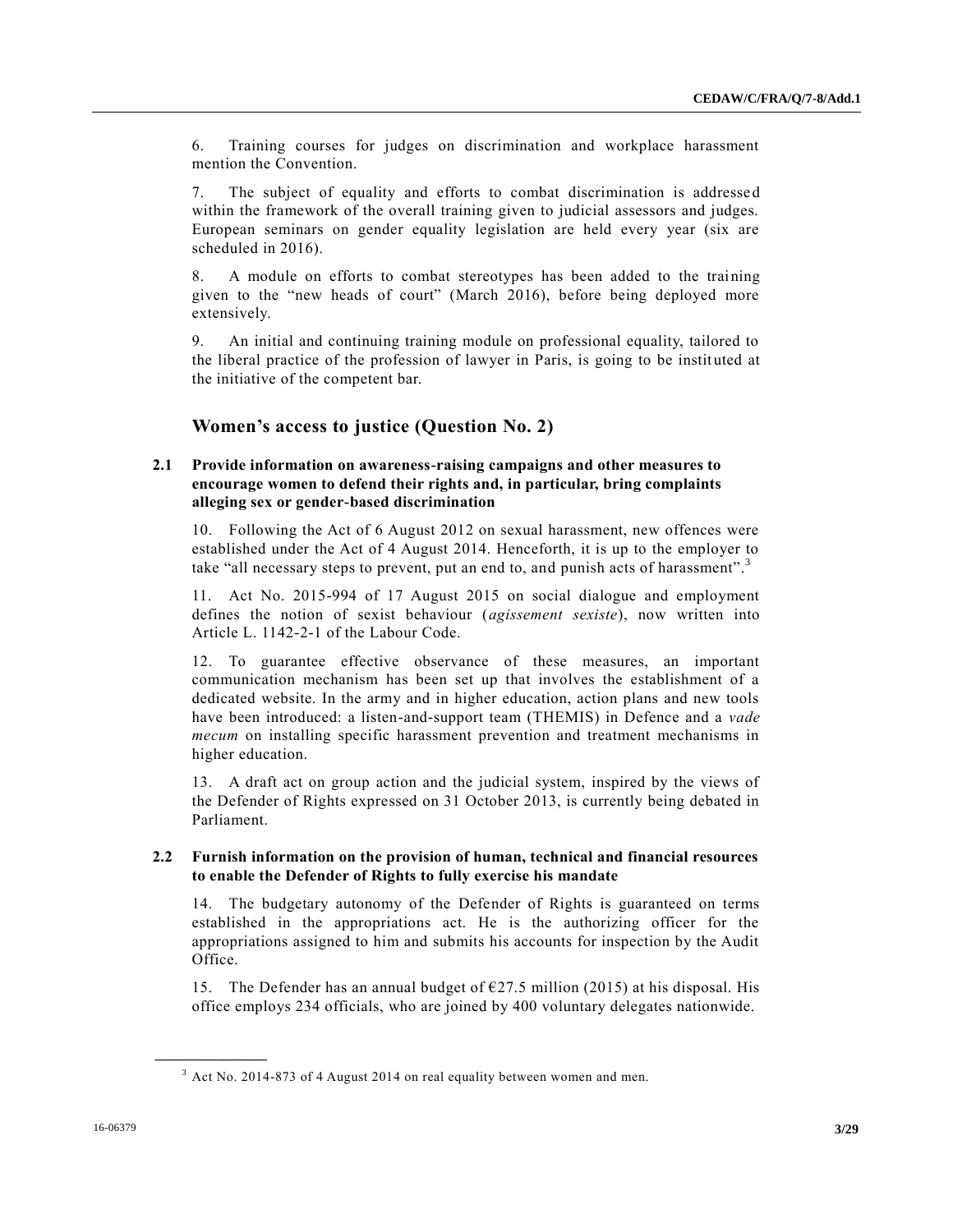6. Training courses for judges on discrimination and workplace harassment mention the Convention.

7. The subject of equality and efforts to combat discrimination is addressed within the framework of the overall training given to judicial assessors and judges. European seminars on gender equality legislation are held every year (six are scheduled in 2016).

8. A module on efforts to combat stereotypes has been added to the training given to the "new heads of court" (March 2016), before being deployed more extensively.

9. An initial and continuing training module on professional equality, tailored to the liberal practice of the profession of lawyer in Paris, is going to be instituted at the initiative of the competent bar.

## Women's access to justice (Question No. 2)

### 2.1 Provide information on awareness-raising campaigns and other measures to encourage women to defend their rights and, in particular, bring complaints alleging sex or gender-based discrimination

10. Following the Act of 6 August 2012 on sexual harassment, new offences were established under the Act of 4 August 2014. Henceforth, it is up to the employer to take "all necessary steps to prevent, put an end to, and punish acts of harassment".[3]

11. Act No. 2015-994 of 17 August 2015 on social dialogue and employment defines the notion of sexist behaviour (*agissement sexiste*), now written into Article L. 1142-2-1 of the Labour Code.

12. To guarantee effective observance of these measures, an important communication mechanism has been set up that involves the establishment of a dedicated website. In the army and in higher education, action plans and new tools have been introduced: a listen-and-support team (THEMIS) in Defence and a *vade mecum* on installing specific harassment prevention and treatment mechanisms in higher education.

13. A draft act on group action and the judicial system, inspired by the views of the Defender of Rights expressed on 31 October 2013, is currently being debated in Parliament.

### 2.2 Furnish information on the provision of human, technical and financial resources to enable the Defender of Rights to fully exercise his mandate

14. The budgetary autonomy of the Defender of Rights is guaranteed on terms established in the appropriations act. He is the authorizing officer for the appropriations assigned to him and submits his accounts for inspection by the Audit Office.

15. The Defender has an annual budget of €27.5 million (2015) at his disposal. His office employs 234 officials, who are joined by 400 voluntary delegates nationwide.

---

[3] Act No. 2014-873 of 4 August 2014 on real equality between women and men.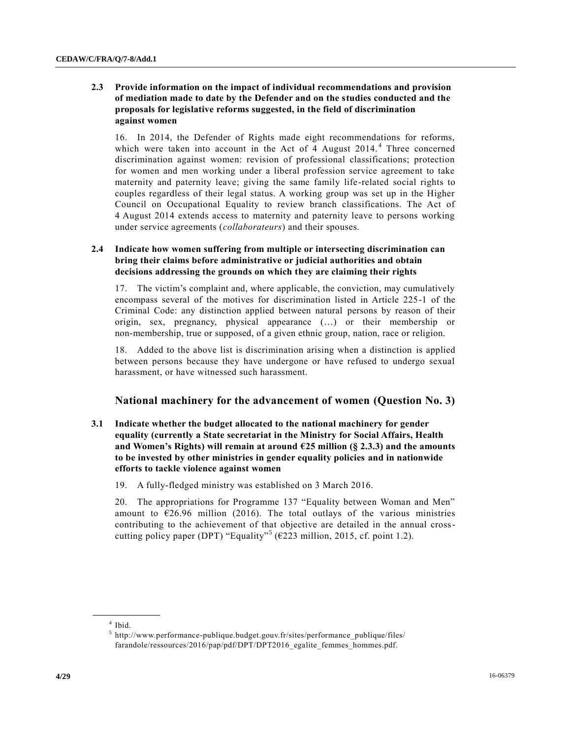**2.3 Provide information on the impact of individual recommendations and provision of mediation made to date by the Defender and on the studies conducted and the proposals for legislative reforms suggested, in the field of discrimination against women**

16. In 2014, the Defender of Rights made eight recommendations for reforms, which were taken into account in the Act of 4 August 2014.[4] Three concerned discrimination against women: revision of professional classifications; protection for women and men working under a liberal profession service agreement to take maternity and paternity leave; giving the same family life-related social rights to couples regardless of their legal status. A working group was set up in the Higher Council on Occupational Equality to review branch classifications. The Act of 4 August 2014 extends access to maternity and paternity leave to persons working under service agreements (*collaborateurs*) and their spouses.

**2.4 Indicate how women suffering from multiple or intersecting discrimination can bring their claims before administrative or judicial authorities and obtain decisions addressing the grounds on which they are claiming their rights**

17. The victim's complaint and, where applicable, the conviction, may cumulatively encompass several of the motives for discrimination listed in Article 225-1 of the Criminal Code: any distinction applied between natural persons by reason of their origin, sex, pregnancy, physical appearance (…) or their membership or non-membership, true or supposed, of a given ethnic group, nation, race or religion.

18. Added to the above list is discrimination arising when a distinction is applied between persons because they have undergone or have refused to undergo sexual harassment, or have witnessed such harassment.

## National machinery for the advancement of women (Question No. 3)

**3.1 Indicate whether the budget allocated to the national machinery for gender equality (currently a State secretariat in the Ministry for Social Affairs, Health and Women's Rights) will remain at around €25 million (§ 2.3.3) and the amounts to be invested by other ministries in gender equality policies and in nationwide efforts to tackle violence against women**

19. A fully-fledged ministry was established on 3 March 2016.

20. The appropriations for Programme 137 "Equality between Woman and Men" amount to €26.96 million (2016). The total outlays of the various ministries contributing to the achievement of that objective are detailed in the annual cross-cutting policy paper (DPT) "Equality"[5] (€223 million, 2015, cf. point 1.2).

---

[4] Ibid.

[5] http://www.performance-publique.budget.gouv.fr/sites/performance_publique/files/farandole/ressources/2016/pap/pdf/DPT/DPT2016_egalite_femmes_hommes.pdf.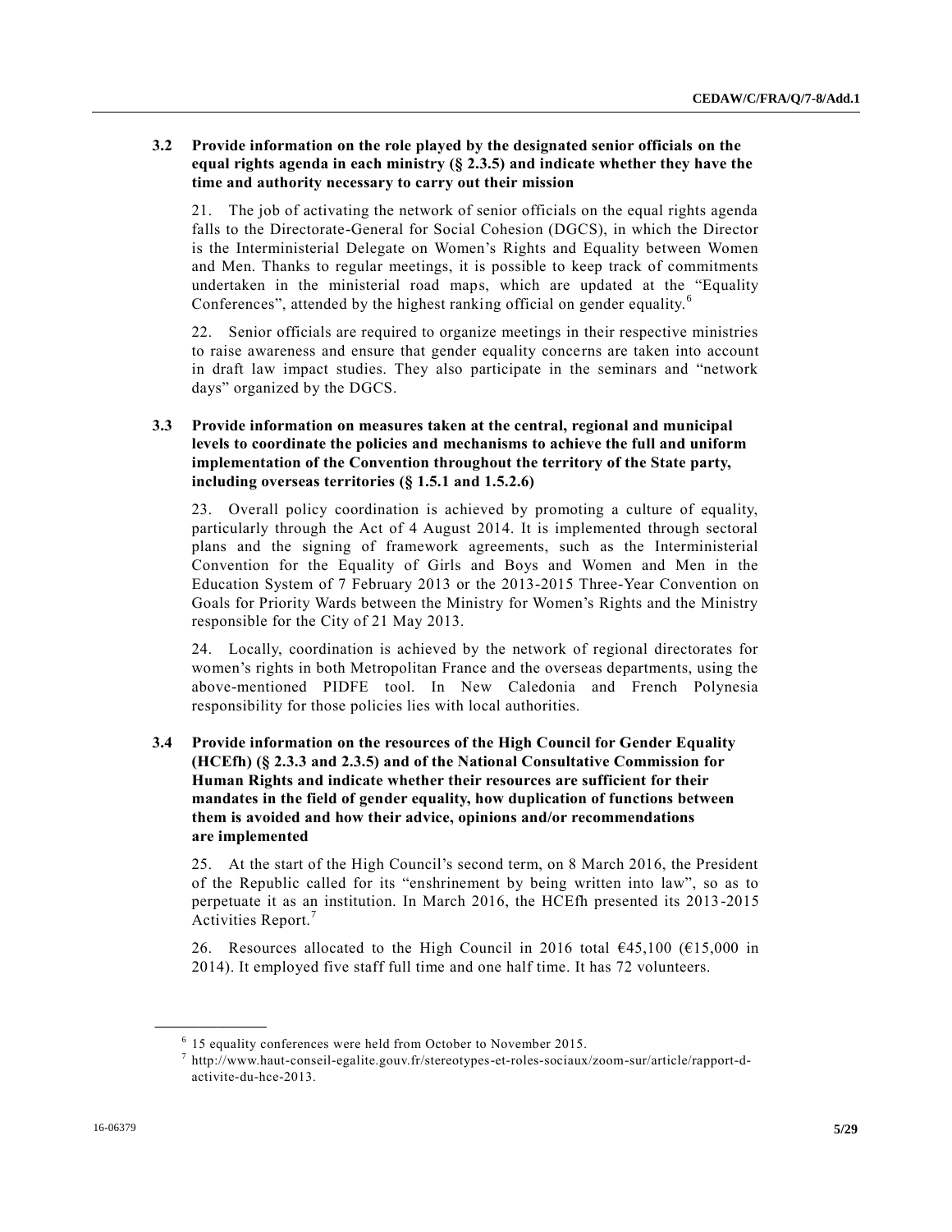### 3.2 Provide information on the role played by the designated senior officials on the equal rights agenda in each ministry (§ 2.3.5) and indicate whether they have the time and authority necessary to carry out their mission

21. The job of activating the network of senior officials on the equal rights agenda falls to the Directorate-General for Social Cohesion (DGCS), in which the Director is the Interministerial Delegate on Women's Rights and Equality between Women and Men. Thanks to regular meetings, it is possible to keep track of commitments undertaken in the ministerial road maps, which are updated at the "Equality Conferences", attended by the highest ranking official on gender equality.[6]

22. Senior officials are required to organize meetings in their respective ministries to raise awareness and ensure that gender equality concerns are taken into account in draft law impact studies. They also participate in the seminars and "network days" organized by the DGCS.

### 3.3 Provide information on measures taken at the central, regional and municipal levels to coordinate the policies and mechanisms to achieve the full and uniform implementation of the Convention throughout the territory of the State party, including overseas territories (§ 1.5.1 and 1.5.2.6)

23. Overall policy coordination is achieved by promoting a culture of equality, particularly through the Act of 4 August 2014. It is implemented through sectoral plans and the signing of framework agreements, such as the Interministerial Convention for the Equality of Girls and Boys and Women and Men in the Education System of 7 February 2013 or the 2013-2015 Three-Year Convention on Goals for Priority Wards between the Ministry for Women's Rights and the Ministry responsible for the City of 21 May 2013.

24. Locally, coordination is achieved by the network of regional directorates for women's rights in both Metropolitan France and the overseas departments, using the above-mentioned PIDFE tool. In New Caledonia and French Polynesia responsibility for those policies lies with local authorities.

### 3.4 Provide information on the resources of the High Council for Gender Equality (HCEfh) (§ 2.3.3 and 2.3.5) and of the National Consultative Commission for Human Rights and indicate whether their resources are sufficient for their mandates in the field of gender equality, how duplication of functions between them is avoided and how their advice, opinions and/or recommendations are implemented

25. At the start of the High Council's second term, on 8 March 2016, the President of the Republic called for its "enshrinement by being written into law", so as to perpetuate it as an institution. In March 2016, the HCEfh presented its 2013-2015 Activities Report.[7]

26. Resources allocated to the High Council in 2016 total €45,100 (€15,000 in 2014). It employed five staff full time and one half time. It has 72 volunteers.

---

[6] 15 equality conferences were held from October to November 2015.

[7] http://www.haut-conseil-egalite.gouv.fr/stereotypes-et-roles-sociaux/zoom-sur/article/rapport-d-activite-du-hce-2013.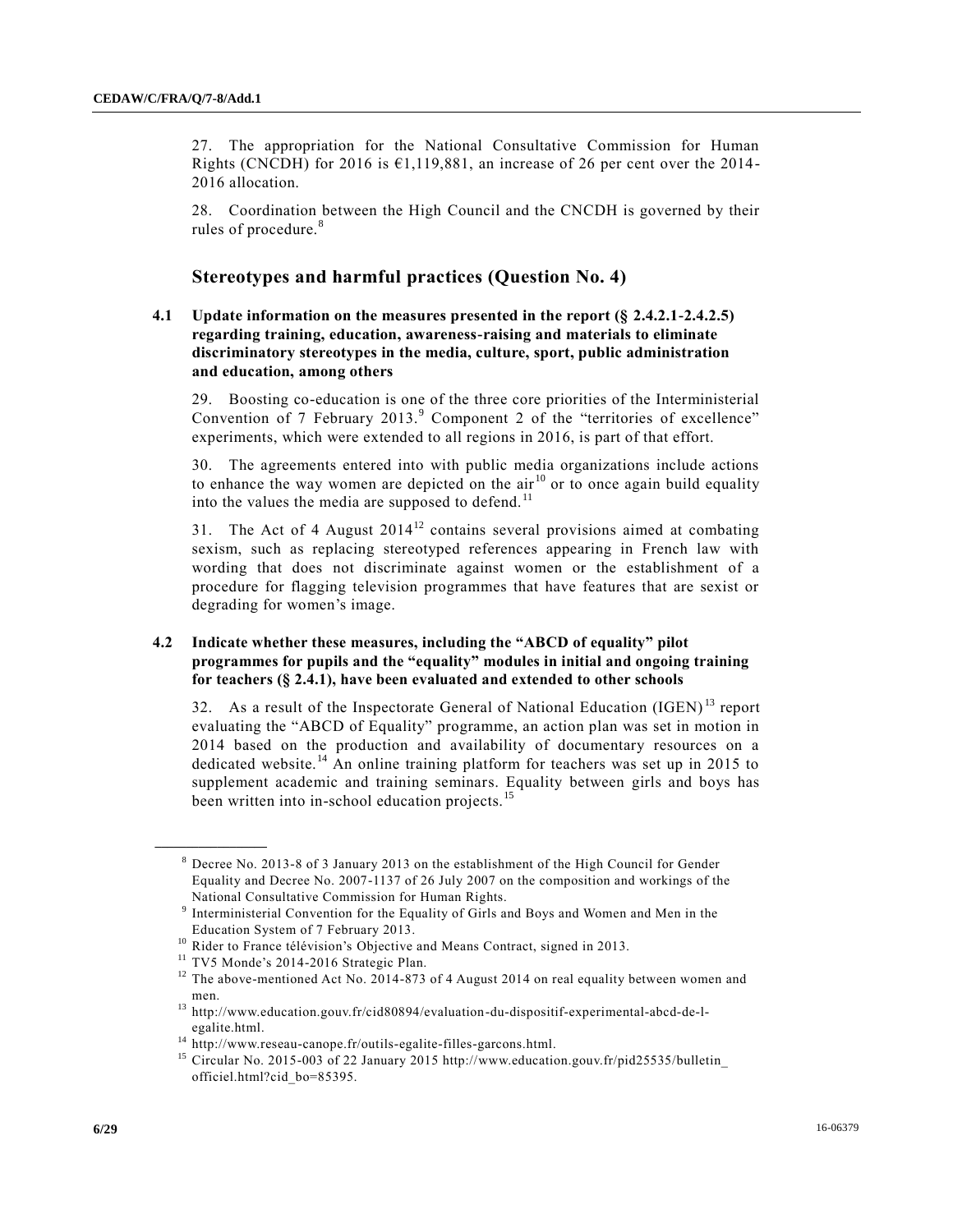27. The appropriation for the National Consultative Commission for Human Rights (CNCDH) for 2016 is €1,119,881, an increase of 26 per cent over the 2014-2016 allocation.

28. Coordination between the High Council and the CNCDH is governed by their rules of procedure.[8]

## Stereotypes and harmful practices (Question No. 4)

### 4.1 Update information on the measures presented in the report (§ 2.4.2.1-2.4.2.5) regarding training, education, awareness-raising and materials to eliminate discriminatory stereotypes in the media, culture, sport, public administration and education, among others

29. Boosting co-education is one of the three core priorities of the Interministerial Convention of 7 February 2013.[9] Component 2 of the "territories of excellence" experiments, which were extended to all regions in 2016, is part of that effort.

30. The agreements entered into with public media organizations include actions to enhance the way women are depicted on the air[10] or to once again build equality into the values the media are supposed to defend.[11]

31. The Act of 4 August 2014[12] contains several provisions aimed at combating sexism, such as replacing stereotyped references appearing in French law with wording that does not discriminate against women or the establishment of a procedure for flagging television programmes that have features that are sexist or degrading for women's image.

### 4.2 Indicate whether these measures, including the "ABCD of equality" pilot programmes for pupils and the "equality" modules in initial and ongoing training for teachers (§ 2.4.1), have been evaluated and extended to other schools

32. As a result of the Inspectorate General of National Education (IGEN)[13] report evaluating the "ABCD of Equality" programme, an action plan was set in motion in 2014 based on the production and availability of documentary resources on a dedicated website.[14] An online training platform for teachers was set up in 2015 to supplement academic and training seminars. Equality between girls and boys has been written into in-school education projects.[15]

---

[8] Decree No. 2013-8 of 3 January 2013 on the establishment of the High Council for Gender Equality and Decree No. 2007-1137 of 26 July 2007 on the composition and workings of the National Consultative Commission for Human Rights.

[9] Interministerial Convention for the Equality of Girls and Boys and Women and Men in the Education System of 7 February 2013.

[10] Rider to France télévision's Objective and Means Contract, signed in 2013.

[11] TV5 Monde's 2014-2016 Strategic Plan.

[12] The above-mentioned Act No. 2014-873 of 4 August 2014 on real equality between women and men.

[13] http://www.education.gouv.fr/cid80894/evaluation-du-dispositif-experimental-abcd-de-l-egalite.html.

[14] http://www.reseau-canope.fr/outils-egalite-filles-garcons.html.

[15] Circular No. 2015-003 of 22 January 2015 http://www.education.gouv.fr/pid25535/bulletin_officiel.html?cid_bo=85395.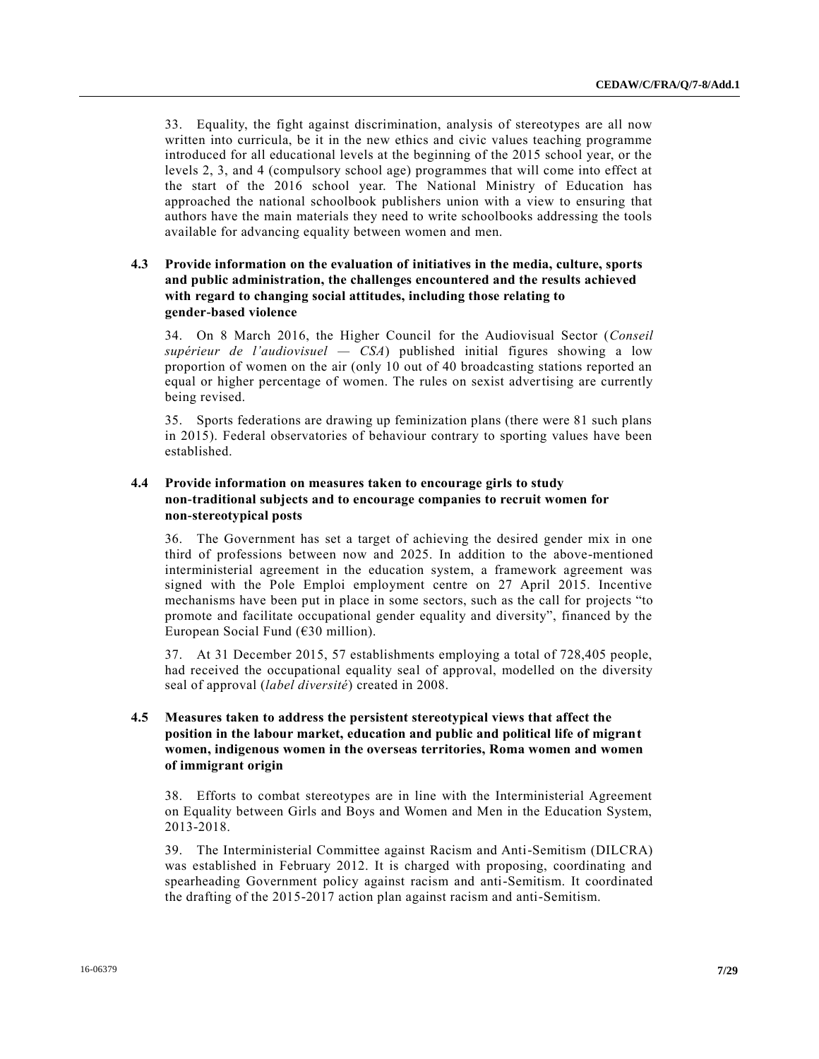33. Equality, the fight against discrimination, analysis of stereotypes are all now written into curricula, be it in the new ethics and civic values teaching programme introduced for all educational levels at the beginning of the 2015 school year, or the levels 2, 3, and 4 (compulsory school age) programmes that will come into effect at the start of the 2016 school year. The National Ministry of Education has approached the national schoolbook publishers union with a view to ensuring that authors have the main materials they need to write schoolbooks addressing the tools available for advancing equality between women and men.

### 4.3 Provide information on the evaluation of initiatives in the media, culture, sports and public administration, the challenges encountered and the results achieved with regard to changing social attitudes, including those relating to gender-based violence

34. On 8 March 2016, the Higher Council for the Audiovisual Sector (*Conseil supérieur de l'audiovisuel — CSA*) published initial figures showing a low proportion of women on the air (only 10 out of 40 broadcasting stations reported an equal or higher percentage of women. The rules on sexist advertising are currently being revised.

35. Sports federations are drawing up feminization plans (there were 81 such plans in 2015). Federal observatories of behaviour contrary to sporting values have been established.

### 4.4 Provide information on measures taken to encourage girls to study non-traditional subjects and to encourage companies to recruit women for non-stereotypical posts

36. The Government has set a target of achieving the desired gender mix in one third of professions between now and 2025. In addition to the above-mentioned interministerial agreement in the education system, a framework agreement was signed with the Pole Emploi employment centre on 27 April 2015. Incentive mechanisms have been put in place in some sectors, such as the call for projects "to promote and facilitate occupational gender equality and diversity", financed by the European Social Fund (€30 million).

37. At 31 December 2015, 57 establishments employing a total of 728,405 people, had received the occupational equality seal of approval, modelled on the diversity seal of approval (*label diversité*) created in 2008.

### 4.5 Measures taken to address the persistent stereotypical views that affect the position in the labour market, education and public and political life of migrant women, indigenous women in the overseas territories, Roma women and women of immigrant origin

38. Efforts to combat stereotypes are in line with the Interministerial Agreement on Equality between Girls and Boys and Women and Men in the Education System, 2013-2018.

39. The Interministerial Committee against Racism and Anti-Semitism (DILCRA) was established in February 2012. It is charged with proposing, coordinating and spearheading Government policy against racism and anti-Semitism. It coordinated the drafting of the 2015-2017 action plan against racism and anti-Semitism.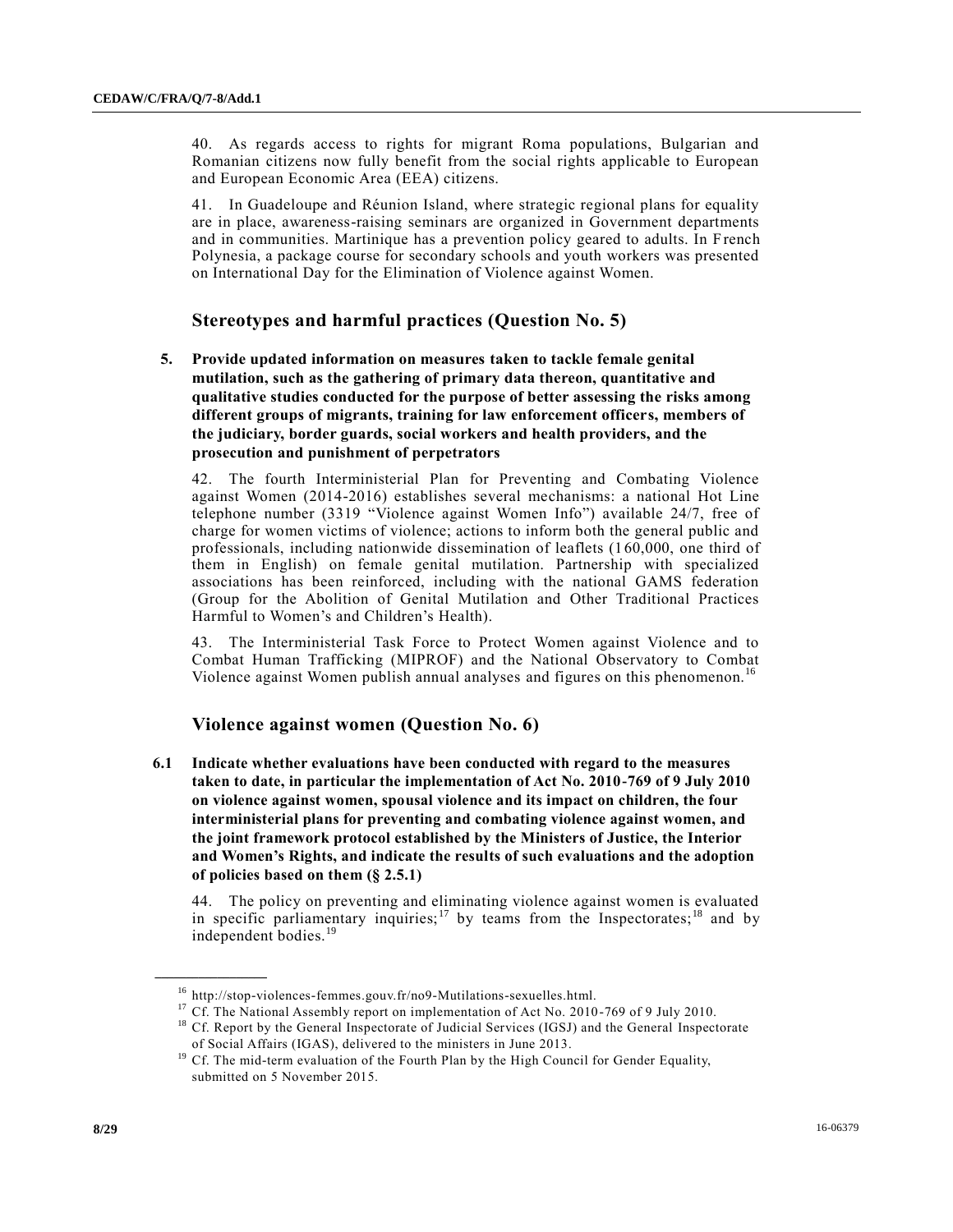40. As regards access to rights for migrant Roma populations, Bulgarian and Romanian citizens now fully benefit from the social rights applicable to European and European Economic Area (EEA) citizens.

41. In Guadeloupe and Réunion Island, where strategic regional plans for equality are in place, awareness-raising seminars are organized in Government departments and in communities. Martinique has a prevention policy geared to adults. In French Polynesia, a package course for secondary schools and youth workers was presented on International Day for the Elimination of Violence against Women.

## Stereotypes and harmful practices (Question No. 5)

**5. Provide updated information on measures taken to tackle female genital mutilation, such as the gathering of primary data thereon, quantitative and qualitative studies conducted for the purpose of better assessing the risks among different groups of migrants, training for law enforcement officers, members of the judiciary, border guards, social workers and health providers, and the prosecution and punishment of perpetrators**

42. The fourth Interministerial Plan for Preventing and Combating Violence against Women (2014-2016) establishes several mechanisms: a national Hot Line telephone number (3319 "Violence against Women Info") available 24/7, free of charge for women victims of violence; actions to inform both the general public and professionals, including nationwide dissemination of leaflets (160,000, one third of them in English) on female genital mutilation. Partnership with specialized associations has been reinforced, including with the national GAMS federation (Group for the Abolition of Genital Mutilation and Other Traditional Practices Harmful to Women's and Children's Health).

43. The Interministerial Task Force to Protect Women against Violence and to Combat Human Trafficking (MIPROF) and the National Observatory to Combat Violence against Women publish annual analyses and figures on this phenomenon.[16]

## Violence against women (Question No. 6)

**6.1 Indicate whether evaluations have been conducted with regard to the measures taken to date, in particular the implementation of Act No. 2010-769 of 9 July 2010 on violence against women, spousal violence and its impact on children, the four interministerial plans for preventing and combating violence against women, and the joint framework protocol established by the Ministers of Justice, the Interior and Women's Rights, and indicate the results of such evaluations and the adoption of policies based on them (§ 2.5.1)**

44. The policy on preventing and eliminating violence against women is evaluated in specific parliamentary inquiries;[17] by teams from the Inspectorates;[18] and by independent bodies.[19]

---

[16] http://stop-violences-femmes.gouv.fr/no9-Mutilations-sexuelles.html.

[17] Cf. The National Assembly report on implementation of Act No. 2010-769 of 9 July 2010.

[18] Cf. Report by the General Inspectorate of Judicial Services (IGSJ) and the General Inspectorate of Social Affairs (IGAS), delivered to the ministers in June 2013.

[19] Cf. The mid-term evaluation of the Fourth Plan by the High Council for Gender Equality, submitted on 5 November 2015.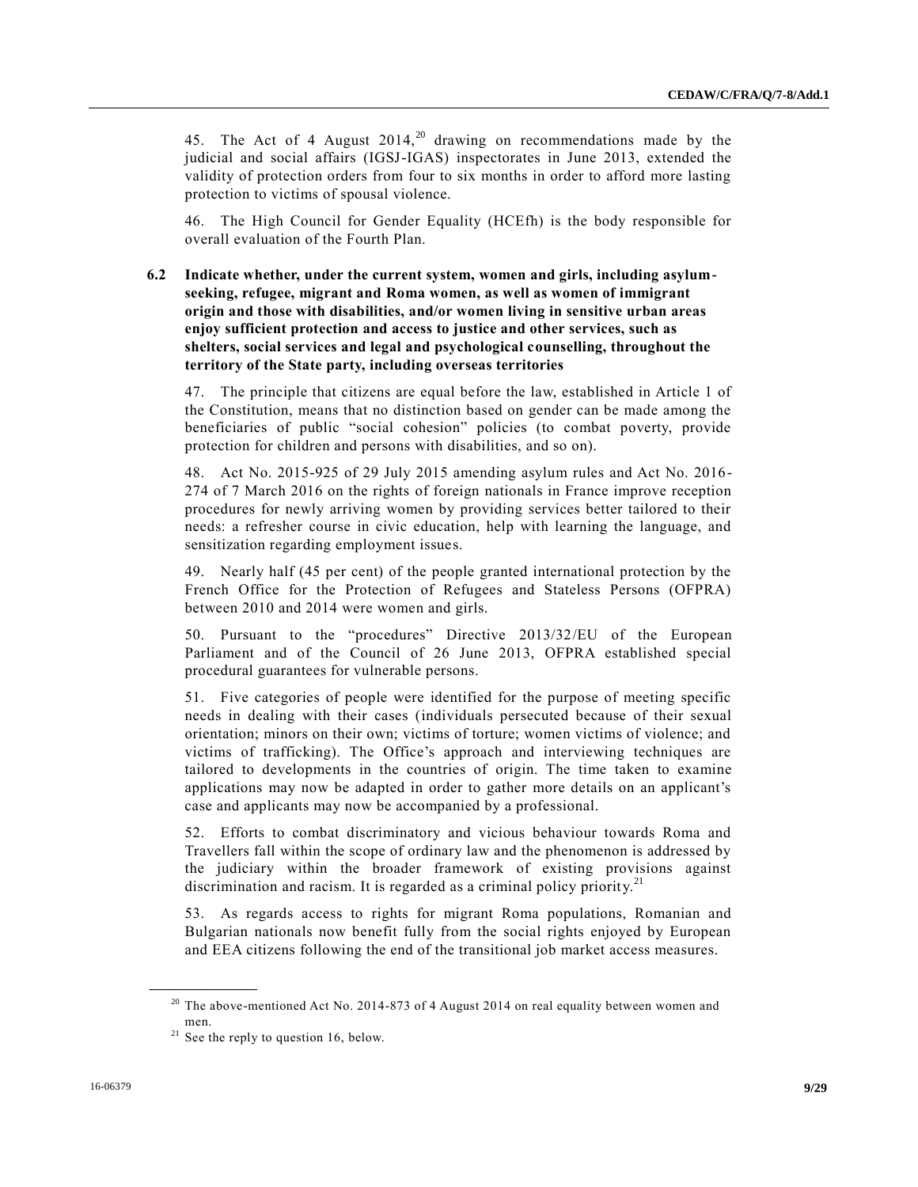45. The Act of 4 August 2014,[20] drawing on recommendations made by the judicial and social affairs (IGSJ-IGAS) inspectorates in June 2013, extended the validity of protection orders from four to six months in order to afford more lasting protection to victims of spousal violence.

46. The High Council for Gender Equality (HCEfh) is the body responsible for overall evaluation of the Fourth Plan.

**6.2 Indicate whether, under the current system, women and girls, including asylum-seeking, refugee, migrant and Roma women, as well as women of immigrant origin and those with disabilities, and/or women living in sensitive urban areas enjoy sufficient protection and access to justice and other services, such as shelters, social services and legal and psychological counselling, throughout the territory of the State party, including overseas territories**

47. The principle that citizens are equal before the law, established in Article 1 of the Constitution, means that no distinction based on gender can be made among the beneficiaries of public "social cohesion" policies (to combat poverty, provide protection for children and persons with disabilities, and so on).

48. Act No. 2015-925 of 29 July 2015 amending asylum rules and Act No. 2016-274 of 7 March 2016 on the rights of foreign nationals in France improve reception procedures for newly arriving women by providing services better tailored to their needs: a refresher course in civic education, help with learning the language, and sensitization regarding employment issues.

49. Nearly half (45 per cent) of the people granted international protection by the French Office for the Protection of Refugees and Stateless Persons (OFPRA) between 2010 and 2014 were women and girls.

50. Pursuant to the "procedures" Directive 2013/32/EU of the European Parliament and of the Council of 26 June 2013, OFPRA established special procedural guarantees for vulnerable persons.

51. Five categories of people were identified for the purpose of meeting specific needs in dealing with their cases (individuals persecuted because of their sexual orientation; minors on their own; victims of torture; women victims of violence; and victims of trafficking). The Office's approach and interviewing techniques are tailored to developments in the countries of origin. The time taken to examine applications may now be adapted in order to gather more details on an applicant's case and applicants may now be accompanied by a professional.

52. Efforts to combat discriminatory and vicious behaviour towards Roma and Travellers fall within the scope of ordinary law and the phenomenon is addressed by the judiciary within the broader framework of existing provisions against discrimination and racism. It is regarded as a criminal policy priority.[21]

53. As regards access to rights for migrant Roma populations, Romanian and Bulgarian nationals now benefit fully from the social rights enjoyed by European and EEA citizens following the end of the transitional job market access measures.

---

[20] The above-mentioned Act No. 2014-873 of 4 August 2014 on real equality between women and men.

[21] See the reply to question 16, below.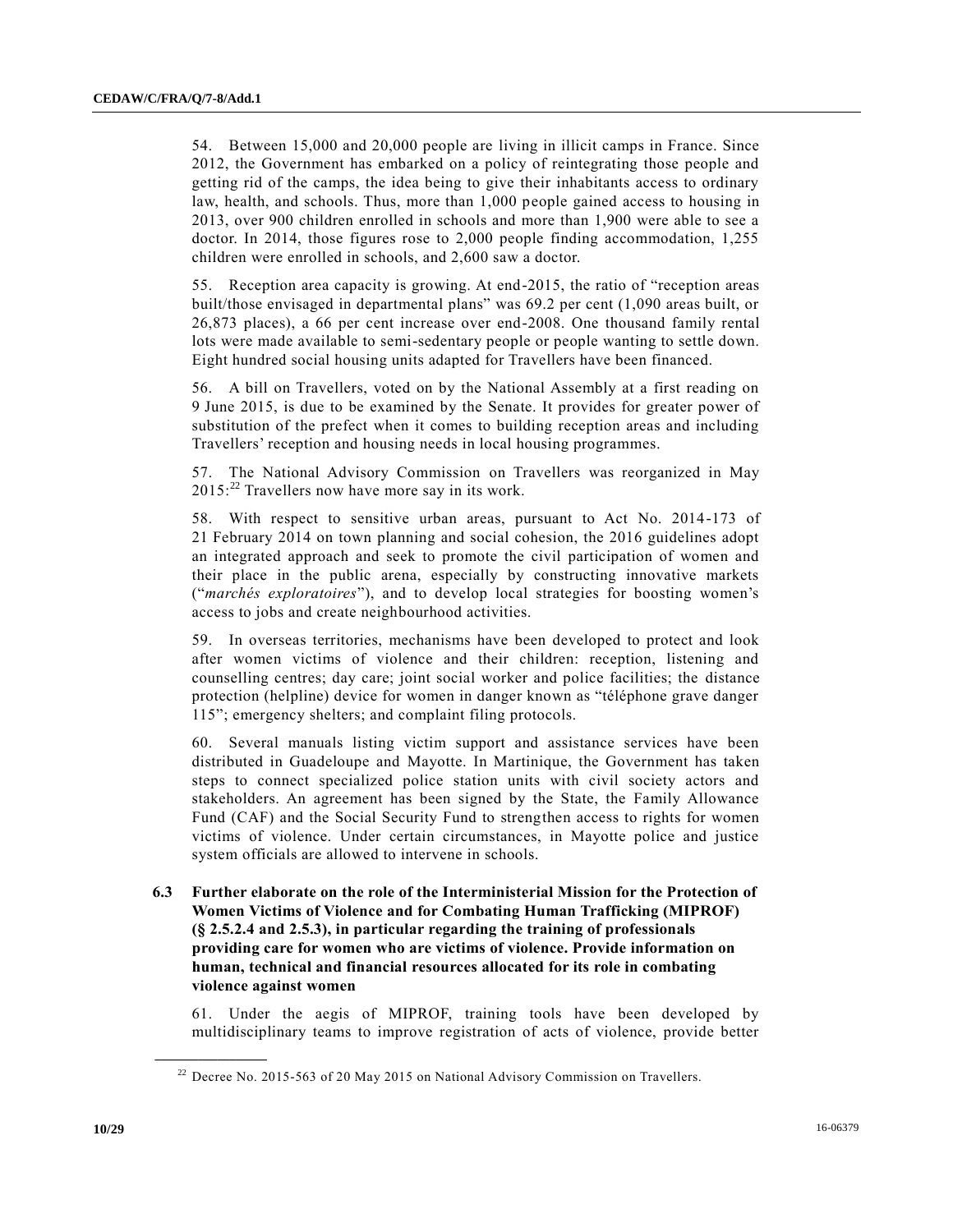54. Between 15,000 and 20,000 people are living in illicit camps in France. Since 2012, the Government has embarked on a policy of reintegrating those people and getting rid of the camps, the idea being to give their inhabitants access to ordinary law, health, and schools. Thus, more than 1,000 people gained access to housing in 2013, over 900 children enrolled in schools and more than 1,900 were able to see a doctor. In 2014, those figures rose to 2,000 people finding accommodation, 1,255 children were enrolled in schools, and 2,600 saw a doctor.

55. Reception area capacity is growing. At end-2015, the ratio of "reception areas built/those envisaged in departmental plans" was 69.2 per cent (1,090 areas built, or 26,873 places), a 66 per cent increase over end-2008. One thousand family rental lots were made available to semi-sedentary people or people wanting to settle down. Eight hundred social housing units adapted for Travellers have been financed.

56. A bill on Travellers, voted on by the National Assembly at a first reading on 9 June 2015, is due to be examined by the Senate. It provides for greater power of substitution of the prefect when it comes to building reception areas and including Travellers' reception and housing needs in local housing programmes.

57. The National Advisory Commission on Travellers was reorganized in May 2015:[22] Travellers now have more say in its work.

58. With respect to sensitive urban areas, pursuant to Act No. 2014-173 of 21 February 2014 on town planning and social cohesion, the 2016 guidelines adopt an integrated approach and seek to promote the civil participation of women and their place in the public arena, especially by constructing innovative markets ("*marchés exploratoires*"), and to develop local strategies for boosting women's access to jobs and create neighbourhood activities.

59. In overseas territories, mechanisms have been developed to protect and look after women victims of violence and their children: reception, listening and counselling centres; day care; joint social worker and police facilities; the distance protection (helpline) device for women in danger known as "téléphone grave danger 115"; emergency shelters; and complaint filing protocols.

60. Several manuals listing victim support and assistance services have been distributed in Guadeloupe and Mayotte. In Martinique, the Government has taken steps to connect specialized police station units with civil society actors and stakeholders. An agreement has been signed by the State, the Family Allowance Fund (CAF) and the Social Security Fund to strengthen access to rights for women victims of violence. Under certain circumstances, in Mayotte police and justice system officials are allowed to intervene in schools.

**6.3 Further elaborate on the role of the Interministerial Mission for the Protection of Women Victims of Violence and for Combating Human Trafficking (MIPROF) (§ 2.5.2.4 and 2.5.3), in particular regarding the training of professionals providing care for women who are victims of violence. Provide information on human, technical and financial resources allocated for its role in combating violence against women**

61. Under the aegis of MIPROF, training tools have been developed by multidisciplinary teams to improve registration of acts of violence, provide better

---

[22] Decree No. 2015-563 of 20 May 2015 on National Advisory Commission on Travellers.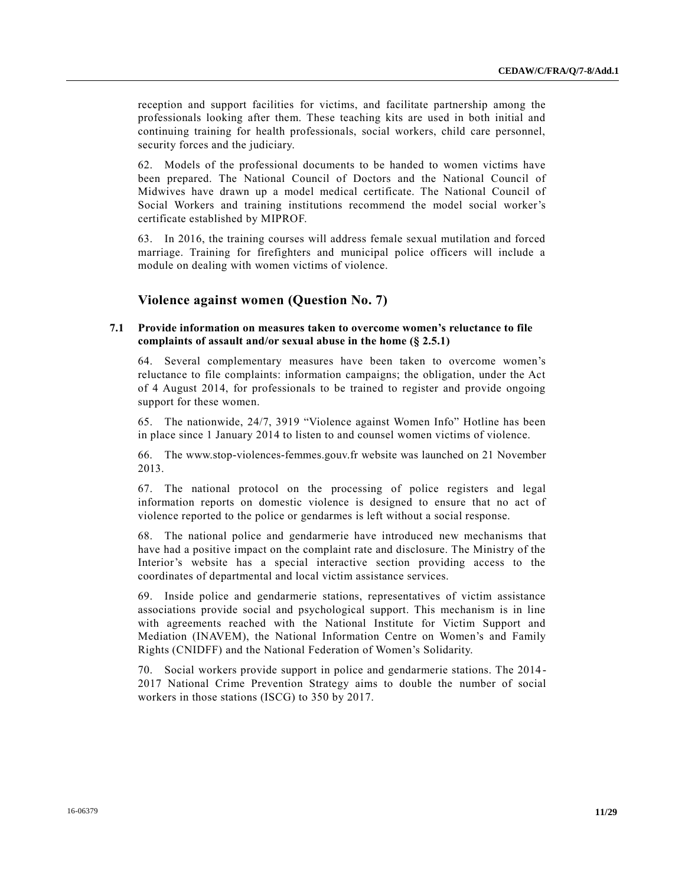reception and support facilities for victims, and facilitate partnership among the professionals looking after them. These teaching kits are used in both initial and continuing training for health professionals, social workers, child care personnel, security forces and the judiciary.

62. Models of the professional documents to be handed to women victims have been prepared. The National Council of Doctors and the National Council of Midwives have drawn up a model medical certificate. The National Council of Social Workers and training institutions recommend the model social worker's certificate established by MIPROF.

63. In 2016, the training courses will address female sexual mutilation and forced marriage. Training for firefighters and municipal police officers will include a module on dealing with women victims of violence.

## Violence against women (Question No. 7)

### 7.1 Provide information on measures taken to overcome women's reluctance to file complaints of assault and/or sexual abuse in the home (§ 2.5.1)

64. Several complementary measures have been taken to overcome women's reluctance to file complaints: information campaigns; the obligation, under the Act of 4 August 2014, for professionals to be trained to register and provide ongoing support for these women.

65. The nationwide, 24/7, 3919 "Violence against Women Info" Hotline has been in place since 1 January 2014 to listen to and counsel women victims of violence.

66. The www.stop-violences-femmes.gouv.fr website was launched on 21 November 2013.

67. The national protocol on the processing of police registers and legal information reports on domestic violence is designed to ensure that no act of violence reported to the police or gendarmes is left without a social response.

68. The national police and gendarmerie have introduced new mechanisms that have had a positive impact on the complaint rate and disclosure. The Ministry of the Interior's website has a special interactive section providing access to the coordinates of departmental and local victim assistance services.

69. Inside police and gendarmerie stations, representatives of victim assistance associations provide social and psychological support. This mechanism is in line with agreements reached with the National Institute for Victim Support and Mediation (INAVEM), the National Information Centre on Women's and Family Rights (CNIDFF) and the National Federation of Women's Solidarity.

70. Social workers provide support in police and gendarmerie stations. The 2014-2017 National Crime Prevention Strategy aims to double the number of social workers in those stations (ISCG) to 350 by 2017.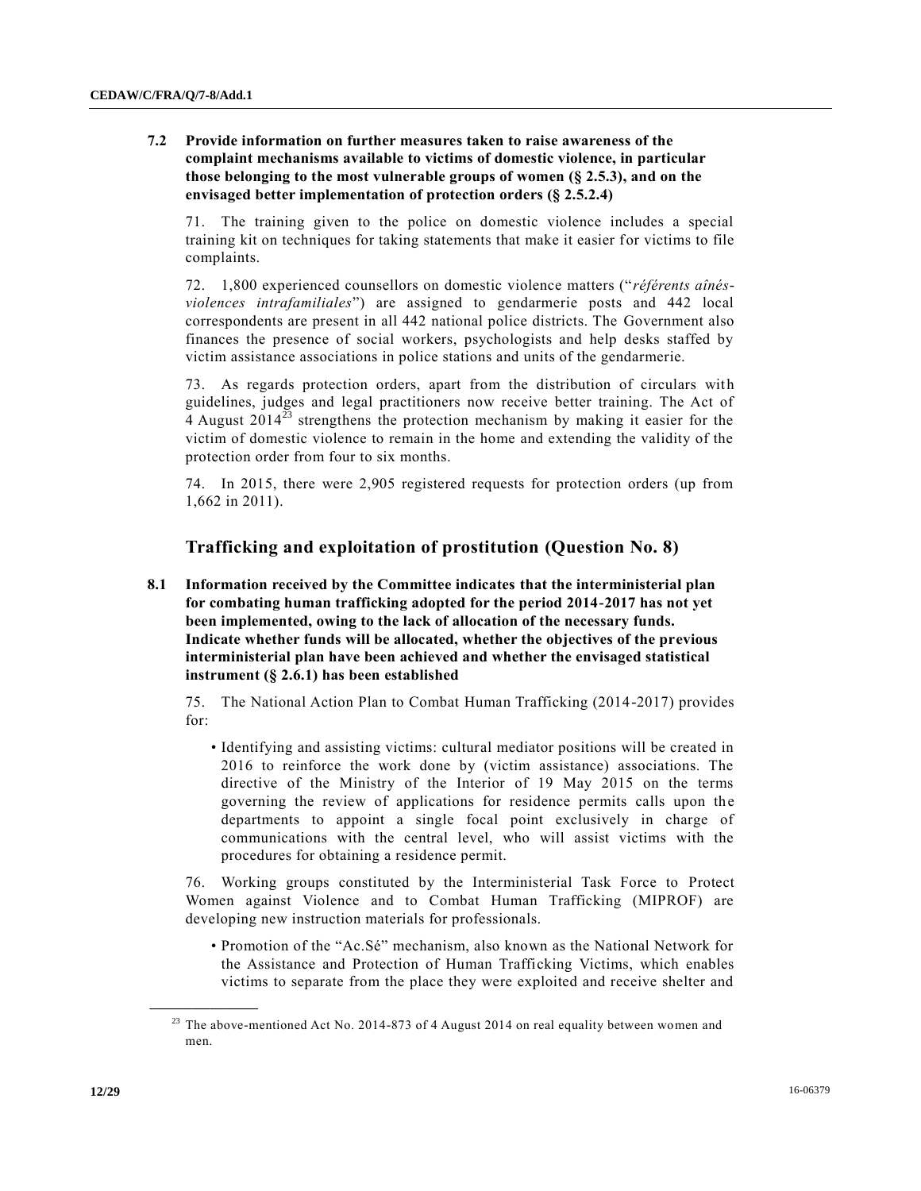**7.2 Provide information on further measures taken to raise awareness of the complaint mechanisms available to victims of domestic violence, in particular those belonging to the most vulnerable groups of women (§ 2.5.3), and on the envisaged better implementation of protection orders (§ 2.5.2.4)**

71. The training given to the police on domestic violence includes a special training kit on techniques for taking statements that make it easier for victims to file complaints.

72. 1,800 experienced counsellors on domestic violence matters ("*référents aînés-violences intrafamiliales*") are assigned to gendarmerie posts and 442 local correspondents are present in all 442 national police districts. The Government also finances the presence of social workers, psychologists and help desks staffed by victim assistance associations in police stations and units of the gendarmerie.

73. As regards protection orders, apart from the distribution of circulars with guidelines, judges and legal practitioners now receive better training. The Act of 4 August 2014[23] strengthens the protection mechanism by making it easier for the victim of domestic violence to remain in the home and extending the validity of the protection order from four to six months.

74. In 2015, there were 2,905 registered requests for protection orders (up from 1,662 in 2011).

## Trafficking and exploitation of prostitution (Question No. 8)

**8.1 Information received by the Committee indicates that the interministerial plan for combating human trafficking adopted for the period 2014-2017 has not yet been implemented, owing to the lack of allocation of the necessary funds. Indicate whether funds will be allocated, whether the objectives of the previous interministerial plan have been achieved and whether the envisaged statistical instrument (§ 2.6.1) has been established**

75. The National Action Plan to Combat Human Trafficking (2014-2017) provides for:

- Identifying and assisting victims: cultural mediator positions will be created in 2016 to reinforce the work done by (victim assistance) associations. The directive of the Ministry of the Interior of 19 May 2015 on the terms governing the review of applications for residence permits calls upon the departments to appoint a single focal point exclusively in charge of communications with the central level, who will assist victims with the procedures for obtaining a residence permit.

76. Working groups constituted by the Interministerial Task Force to Protect Women against Violence and to Combat Human Trafficking (MIPROF) are developing new instruction materials for professionals.

- Promotion of the "Ac.Sé" mechanism, also known as the National Network for the Assistance and Protection of Human Trafficking Victims, which enables victims to separate from the place they were exploited and receive shelter and

---

[23] The above-mentioned Act No. 2014-873 of 4 August 2014 on real equality between women and men.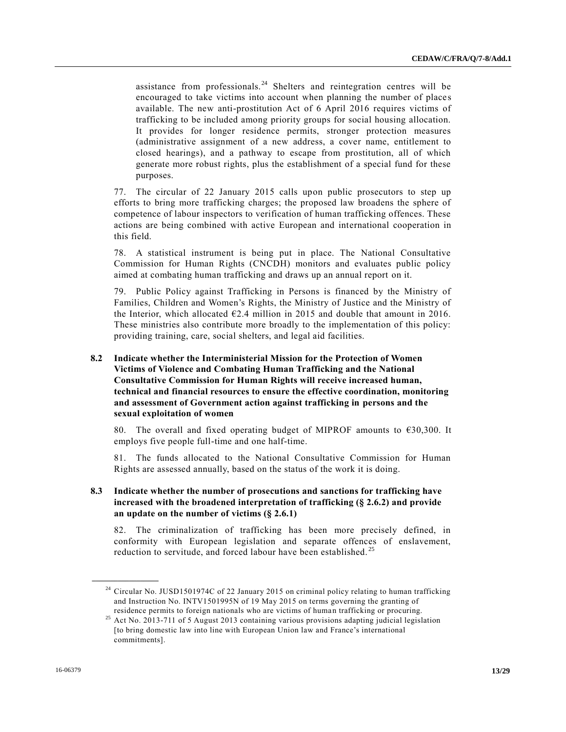assistance from professionals.[24] Shelters and reintegration centres will be encouraged to take victims into account when planning the number of places available. The new anti-prostitution Act of 6 April 2016 requires victims of trafficking to be included among priority groups for social housing allocation. It provides for longer residence permits, stronger protection measures (administrative assignment of a new address, a cover name, entitlement to closed hearings), and a pathway to escape from prostitution, all of which generate more robust rights, plus the establishment of a special fund for these purposes.

77. The circular of 22 January 2015 calls upon public prosecutors to step up efforts to bring more trafficking charges; the proposed law broadens the sphere of competence of labour inspectors to verification of human trafficking offences. These actions are being combined with active European and international cooperation in this field.

78. A statistical instrument is being put in place. The National Consultative Commission for Human Rights (CNCDH) monitors and evaluates public policy aimed at combating human trafficking and draws up an annual report on it.

79. Public Policy against Trafficking in Persons is financed by the Ministry of Families, Children and Women's Rights, the Ministry of Justice and the Ministry of the Interior, which allocated €2.4 million in 2015 and double that amount in 2016. These ministries also contribute more broadly to the implementation of this policy: providing training, care, social shelters, and legal aid facilities.

### 8.2 Indicate whether the Interministerial Mission for the Protection of Women Victims of Violence and Combating Human Trafficking and the National Consultative Commission for Human Rights will receive increased human, technical and financial resources to ensure the effective coordination, monitoring and assessment of Government action against trafficking in persons and the sexual exploitation of women

80. The overall and fixed operating budget of MIPROF amounts to €30,300. It employs five people full-time and one half-time.

81. The funds allocated to the National Consultative Commission for Human Rights are assessed annually, based on the status of the work it is doing.

### 8.3 Indicate whether the number of prosecutions and sanctions for trafficking have increased with the broadened interpretation of trafficking (§ 2.6.2) and provide an update on the number of victims (§ 2.6.1)

82. The criminalization of trafficking has been more precisely defined, in conformity with European legislation and separate offences of enslavement, reduction to servitude, and forced labour have been established.[25]

---

[24] Circular No. JUSD1501974C of 22 January 2015 on criminal policy relating to human trafficking and Instruction No. INTV1501995N of 19 May 2015 on terms governing the granting of residence permits to foreign nationals who are victims of human trafficking or procuring.

[25] Act No. 2013-711 of 5 August 2013 containing various provisions adapting judicial legislation [to bring domestic law into line with European Union law and France's international commitments].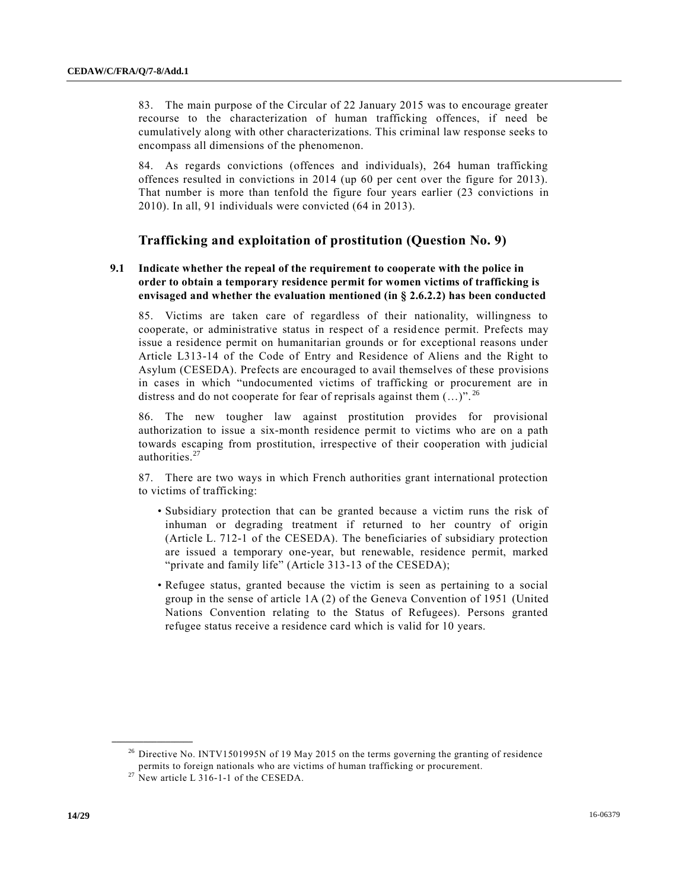83. The main purpose of the Circular of 22 January 2015 was to encourage greater recourse to the characterization of human trafficking offences, if need be cumulatively along with other characterizations. This criminal law response seeks to encompass all dimensions of the phenomenon.

84. As regards convictions (offences and individuals), 264 human trafficking offences resulted in convictions in 2014 (up 60 per cent over the figure for 2013). That number is more than tenfold the figure four years earlier (23 convictions in 2010). In all, 91 individuals were convicted (64 in 2013).

## Trafficking and exploitation of prostitution (Question No. 9)

### 9.1 Indicate whether the repeal of the requirement to cooperate with the police in order to obtain a temporary residence permit for women victims of trafficking is envisaged and whether the evaluation mentioned (in § 2.6.2.2) has been conducted

85. Victims are taken care of regardless of their nationality, willingness to cooperate, or administrative status in respect of a residence permit. Prefects may issue a residence permit on humanitarian grounds or for exceptional reasons under Article L313-14 of the Code of Entry and Residence of Aliens and the Right to Asylum (CESEDA). Prefects are encouraged to avail themselves of these provisions in cases in which "undocumented victims of trafficking or procurement are in distress and do not cooperate for fear of reprisals against them (…)".[26]

86. The new tougher law against prostitution provides for provisional authorization to issue a six-month residence permit to victims who are on a path towards escaping from prostitution, irrespective of their cooperation with judicial authorities.[27]

87. There are two ways in which French authorities grant international protection to victims of trafficking:

- Subsidiary protection that can be granted because a victim runs the risk of inhuman or degrading treatment if returned to her country of origin (Article L. 712-1 of the CESEDA). The beneficiaries of subsidiary protection are issued a temporary one-year, but renewable, residence permit, marked "private and family life" (Article 313-13 of the CESEDA);
- Refugee status, granted because the victim is seen as pertaining to a social group in the sense of article 1A (2) of the Geneva Convention of 1951 (United Nations Convention relating to the Status of Refugees). Persons granted refugee status receive a residence card which is valid for 10 years.

---

[26] Directive No. INTV1501995N of 19 May 2015 on the terms governing the granting of residence permits to foreign nationals who are victims of human trafficking or procurement.

[27] New article L 316-1-1 of the CESEDA.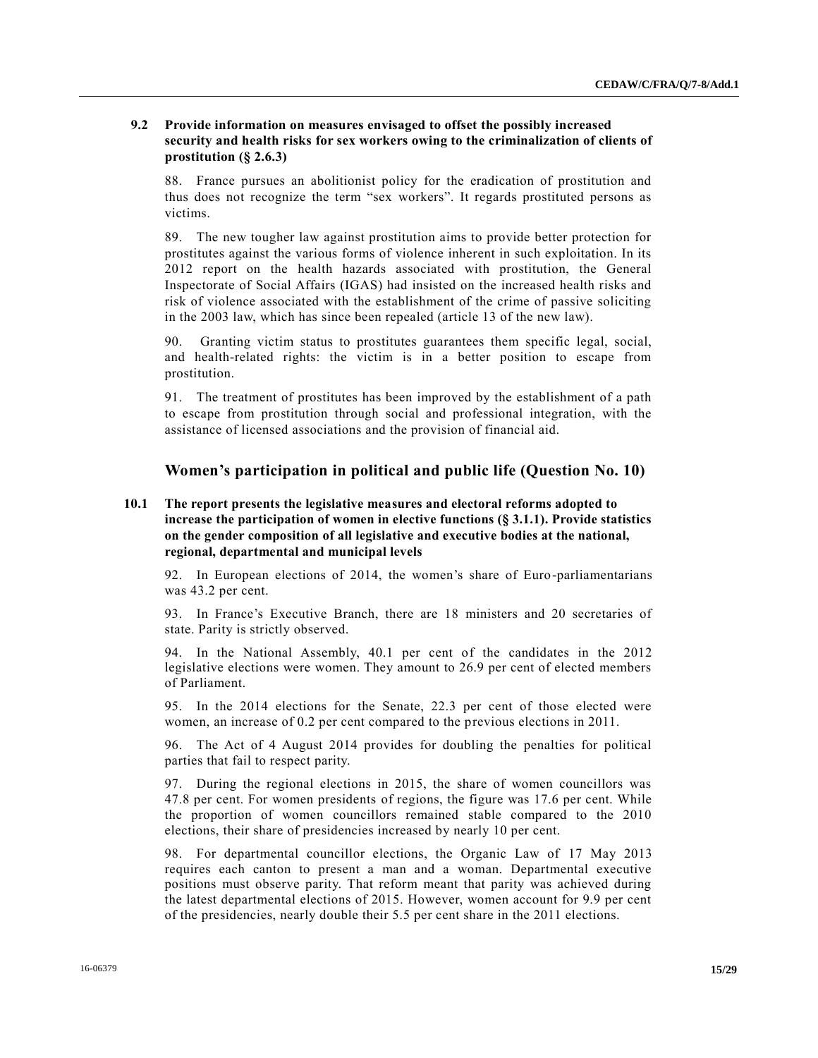**9.2 Provide information on measures envisaged to offset the possibly increased security and health risks for sex workers owing to the criminalization of clients of prostitution (§ 2.6.3)**

88. France pursues an abolitionist policy for the eradication of prostitution and thus does not recognize the term "sex workers". It regards prostituted persons as victims.

89. The new tougher law against prostitution aims to provide better protection for prostitutes against the various forms of violence inherent in such exploitation. In its 2012 report on the health hazards associated with prostitution, the General Inspectorate of Social Affairs (IGAS) had insisted on the increased health risks and risk of violence associated with the establishment of the crime of passive soliciting in the 2003 law, which has since been repealed (article 13 of the new law).

90. Granting victim status to prostitutes guarantees them specific legal, social, and health-related rights: the victim is in a better position to escape from prostitution.

91. The treatment of prostitutes has been improved by the establishment of a path to escape from prostitution through social and professional integration, with the assistance of licensed associations and the provision of financial aid.

## Women's participation in political and public life (Question No. 10)

**10.1 The report presents the legislative measures and electoral reforms adopted to increase the participation of women in elective functions (§ 3.1.1). Provide statistics on the gender composition of all legislative and executive bodies at the national, regional, departmental and municipal levels**

92. In European elections of 2014, the women's share of Euro-parliamentarians was 43.2 per cent.

93. In France's Executive Branch, there are 18 ministers and 20 secretaries of state. Parity is strictly observed.

94. In the National Assembly, 40.1 per cent of the candidates in the 2012 legislative elections were women. They amount to 26.9 per cent of elected members of Parliament.

95. In the 2014 elections for the Senate, 22.3 per cent of those elected were women, an increase of 0.2 per cent compared to the previous elections in 2011.

96. The Act of 4 August 2014 provides for doubling the penalties for political parties that fail to respect parity.

97. During the regional elections in 2015, the share of women councillors was 47.8 per cent. For women presidents of regions, the figure was 17.6 per cent. While the proportion of women councillors remained stable compared to the 2010 elections, their share of presidencies increased by nearly 10 per cent.

98. For departmental councillor elections, the Organic Law of 17 May 2013 requires each canton to present a man and a woman. Departmental executive positions must observe parity. That reform meant that parity was achieved during the latest departmental elections of 2015. However, women account for 9.9 per cent of the presidencies, nearly double their 5.5 per cent share in the 2011 elections.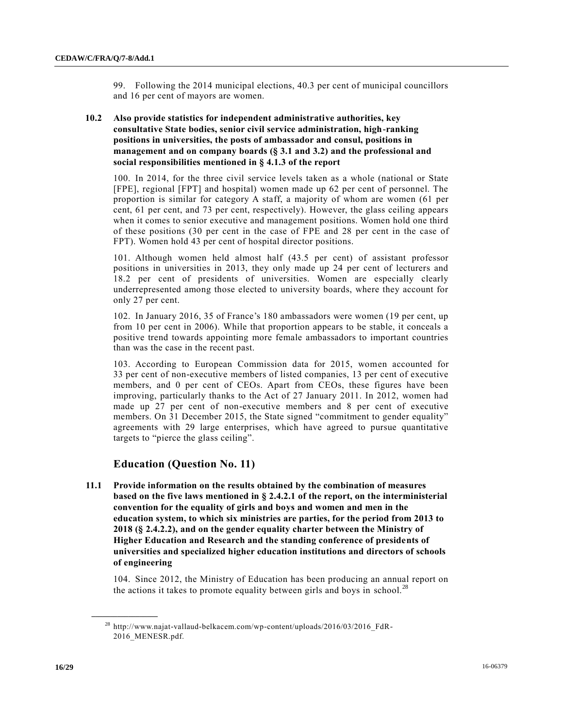99. Following the 2014 municipal elections, 40.3 per cent of municipal councillors and 16 per cent of mayors are women.

**10.2 Also provide statistics for independent administrative authorities, key consultative State bodies, senior civil service administration, high-ranking positions in universities, the posts of ambassador and consul, positions in management and on company boards (§ 3.1 and 3.2) and the professional and social responsibilities mentioned in § 4.1.3 of the report**

100. In 2014, for the three civil service levels taken as a whole (national or State [FPE], regional [FPT] and hospital) women made up 62 per cent of personnel. The proportion is similar for category A staff, a majority of whom are women (61 per cent, 61 per cent, and 73 per cent, respectively). However, the glass ceiling appears when it comes to senior executive and management positions. Women hold one third of these positions (30 per cent in the case of FPE and 28 per cent in the case of FPT). Women hold 43 per cent of hospital director positions.

101. Although women held almost half (43.5 per cent) of assistant professor positions in universities in 2013, they only made up 24 per cent of lecturers and 18.2 per cent of presidents of universities. Women are especially clearly underrepresented among those elected to university boards, where they account for only 27 per cent.

102. In January 2016, 35 of France's 180 ambassadors were women (19 per cent, up from 10 per cent in 2006). While that proportion appears to be stable, it conceals a positive trend towards appointing more female ambassadors to important countries than was the case in the recent past.

103. According to European Commission data for 2015, women accounted for 33 per cent of non-executive members of listed companies, 13 per cent of executive members, and 0 per cent of CEOs. Apart from CEOs, these figures have been improving, particularly thanks to the Act of 27 January 2011. In 2012, women had made up 27 per cent of non-executive members and 8 per cent of executive members. On 31 December 2015, the State signed "commitment to gender equality" agreements with 29 large enterprises, which have agreed to pursue quantitative targets to "pierce the glass ceiling".

## Education (Question No. 11)

**11.1 Provide information on the results obtained by the combination of measures based on the five laws mentioned in § 2.4.2.1 of the report, on the interministerial convention for the equality of girls and boys and women and men in the education system, to which six ministries are parties, for the period from 2013 to 2018 (§ 2.4.2.2), and on the gender equality charter between the Ministry of Higher Education and Research and the standing conference of presidents of universities and specialized higher education institutions and directors of schools of engineering**

104. Since 2012, the Ministry of Education has been producing an annual report on the actions it takes to promote equality between girls and boys in school.[28]

[28] http://www.najat-vallaud-belkacem.com/wp-content/uploads/2016/03/2016_FdR-2016_MENESR.pdf.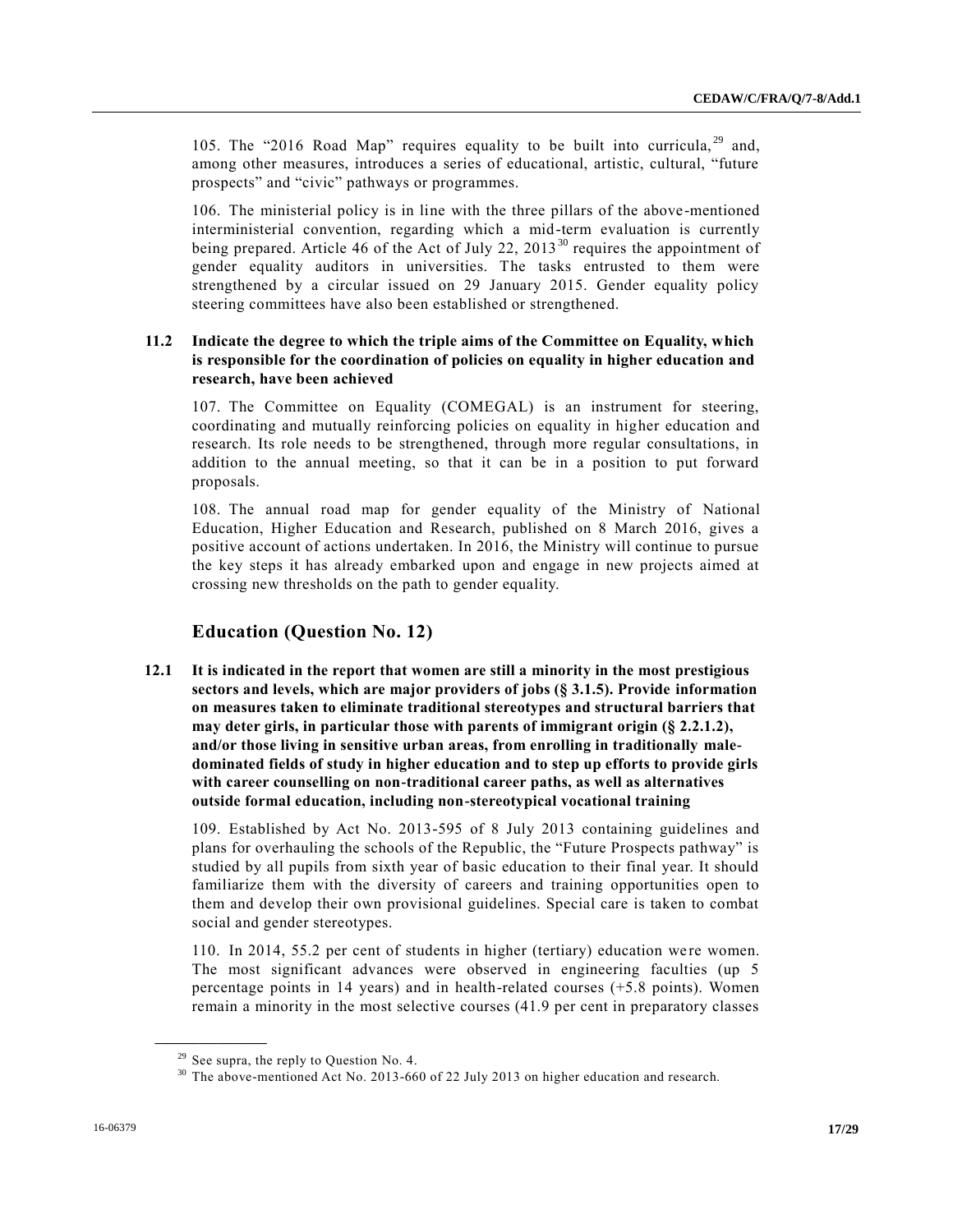105. The "2016 Road Map" requires equality to be built into curricula,[29] and, among other measures, introduces a series of educational, artistic, cultural, "future prospects" and "civic" pathways or programmes.

106. The ministerial policy is in line with the three pillars of the above-mentioned interministerial convention, regarding which a mid-term evaluation is currently being prepared. Article 46 of the Act of July 22, 2013[30] requires the appointment of gender equality auditors in universities. The tasks entrusted to them were strengthened by a circular issued on 29 January 2015. Gender equality policy steering committees have also been established or strengthened.

**11.2 Indicate the degree to which the triple aims of the Committee on Equality, which is responsible for the coordination of policies on equality in higher education and research, have been achieved**

107. The Committee on Equality (COMEGAL) is an instrument for steering, coordinating and mutually reinforcing policies on equality in higher education and research. Its role needs to be strengthened, through more regular consultations, in addition to the annual meeting, so that it can be in a position to put forward proposals.

108. The annual road map for gender equality of the Ministry of National Education, Higher Education and Research, published on 8 March 2016, gives a positive account of actions undertaken. In 2016, the Ministry will continue to pursue the key steps it has already embarked upon and engage in new projects aimed at crossing new thresholds on the path to gender equality.

## Education (Question No. 12)

**12.1 It is indicated in the report that women are still a minority in the most prestigious sectors and levels, which are major providers of jobs (§ 3.1.5). Provide information on measures taken to eliminate traditional stereotypes and structural barriers that may deter girls, in particular those with parents of immigrant origin (§ 2.2.1.2), and/or those living in sensitive urban areas, from enrolling in traditionally male-dominated fields of study in higher education and to step up efforts to provide girls with career counselling on non-traditional career paths, as well as alternatives outside formal education, including non-stereotypical vocational training**

109. Established by Act No. 2013-595 of 8 July 2013 containing guidelines and plans for overhauling the schools of the Republic, the "Future Prospects pathway" is studied by all pupils from sixth year of basic education to their final year. It should familiarize them with the diversity of careers and training opportunities open to them and develop their own provisional guidelines. Special care is taken to combat social and gender stereotypes.

110. In 2014, 55.2 per cent of students in higher (tertiary) education were women. The most significant advances were observed in engineering faculties (up 5 percentage points in 14 years) and in health-related courses (+5.8 points). Women remain a minority in the most selective courses (41.9 per cent in preparatory classes

---

[29] See supra, the reply to Question No. 4.

[30] The above-mentioned Act No. 2013-660 of 22 July 2013 on higher education and research.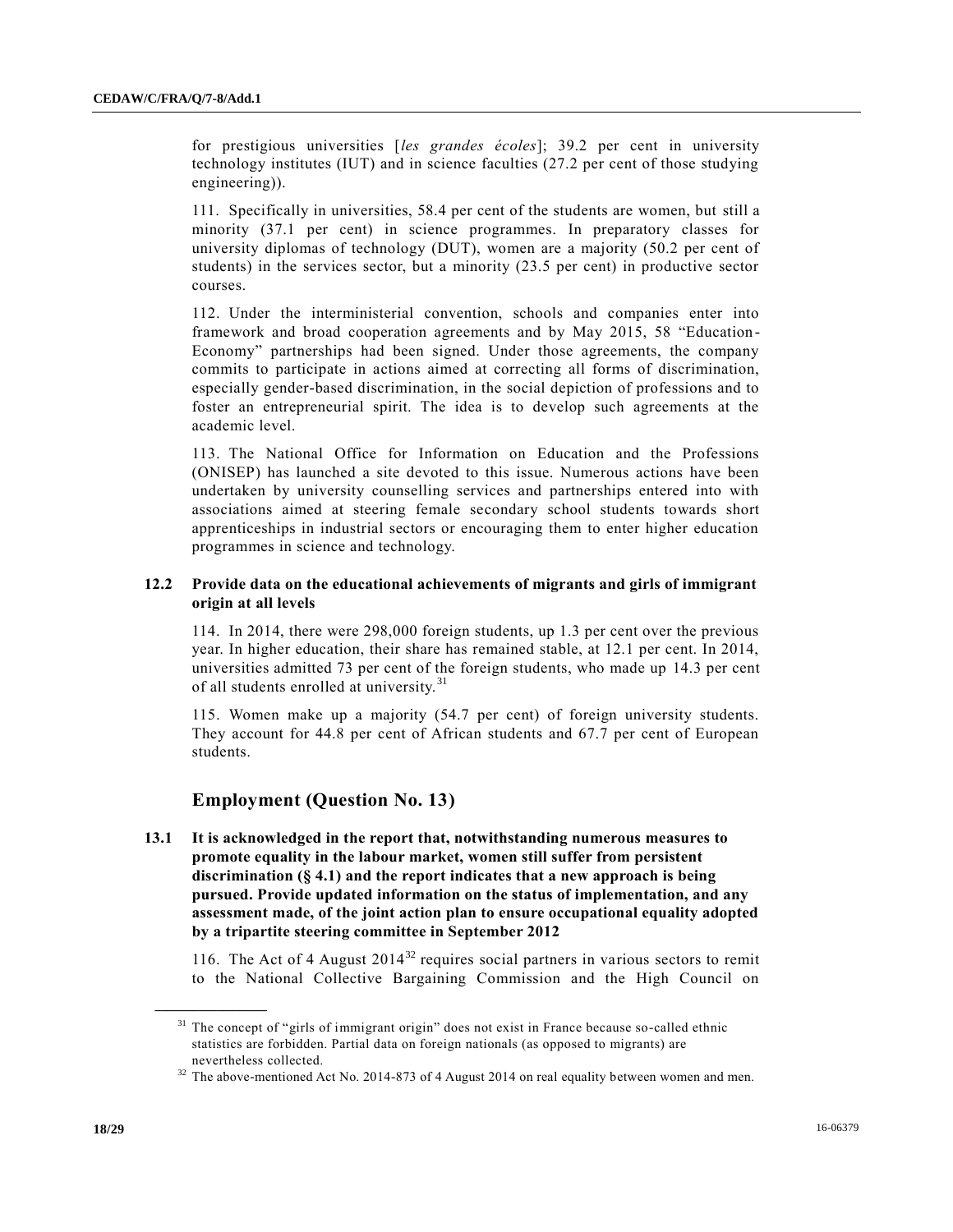for prestigious universities [*les grandes écoles*]; 39.2 per cent in university technology institutes (IUT) and in science faculties (27.2 per cent of those studying engineering)).

111. Specifically in universities, 58.4 per cent of the students are women, but still a minority (37.1 per cent) in science programmes. In preparatory classes for university diplomas of technology (DUT), women are a majority (50.2 per cent of students) in the services sector, but a minority (23.5 per cent) in productive sector courses.

112. Under the interministerial convention, schools and companies enter into framework and broad cooperation agreements and by May 2015, 58 "Education-Economy" partnerships had been signed. Under those agreements, the company commits to participate in actions aimed at correcting all forms of discrimination, especially gender-based discrimination, in the social depiction of professions and to foster an entrepreneurial spirit. The idea is to develop such agreements at the academic level.

113. The National Office for Information on Education and the Professions (ONISEP) has launched a site devoted to this issue. Numerous actions have been undertaken by university counselling services and partnerships entered into with associations aimed at steering female secondary school students towards short apprenticeships in industrial sectors or encouraging them to enter higher education programmes in science and technology.

### 12.2 Provide data on the educational achievements of migrants and girls of immigrant origin at all levels

114. In 2014, there were 298,000 foreign students, up 1.3 per cent over the previous year. In higher education, their share has remained stable, at 12.1 per cent. In 2014, universities admitted 73 per cent of the foreign students, who made up 14.3 per cent of all students enrolled at university.[31]

115. Women make up a majority (54.7 per cent) of foreign university students. They account for 44.8 per cent of African students and 67.7 per cent of European students.

## Employment (Question No. 13)

### 13.1 It is acknowledged in the report that, notwithstanding numerous measures to promote equality in the labour market, women still suffer from persistent discrimination (§ 4.1) and the report indicates that a new approach is being pursued. Provide updated information on the status of implementation, and any assessment made, of the joint action plan to ensure occupational equality adopted by a tripartite steering committee in September 2012

116. The Act of 4 August 2014[32] requires social partners in various sectors to remit to the National Collective Bargaining Commission and the High Council on

---

[31] The concept of "girls of immigrant origin" does not exist in France because so-called ethnic statistics are forbidden. Partial data on foreign nationals (as opposed to migrants) are nevertheless collected.

[32] The above-mentioned Act No. 2014-873 of 4 August 2014 on real equality between women and men.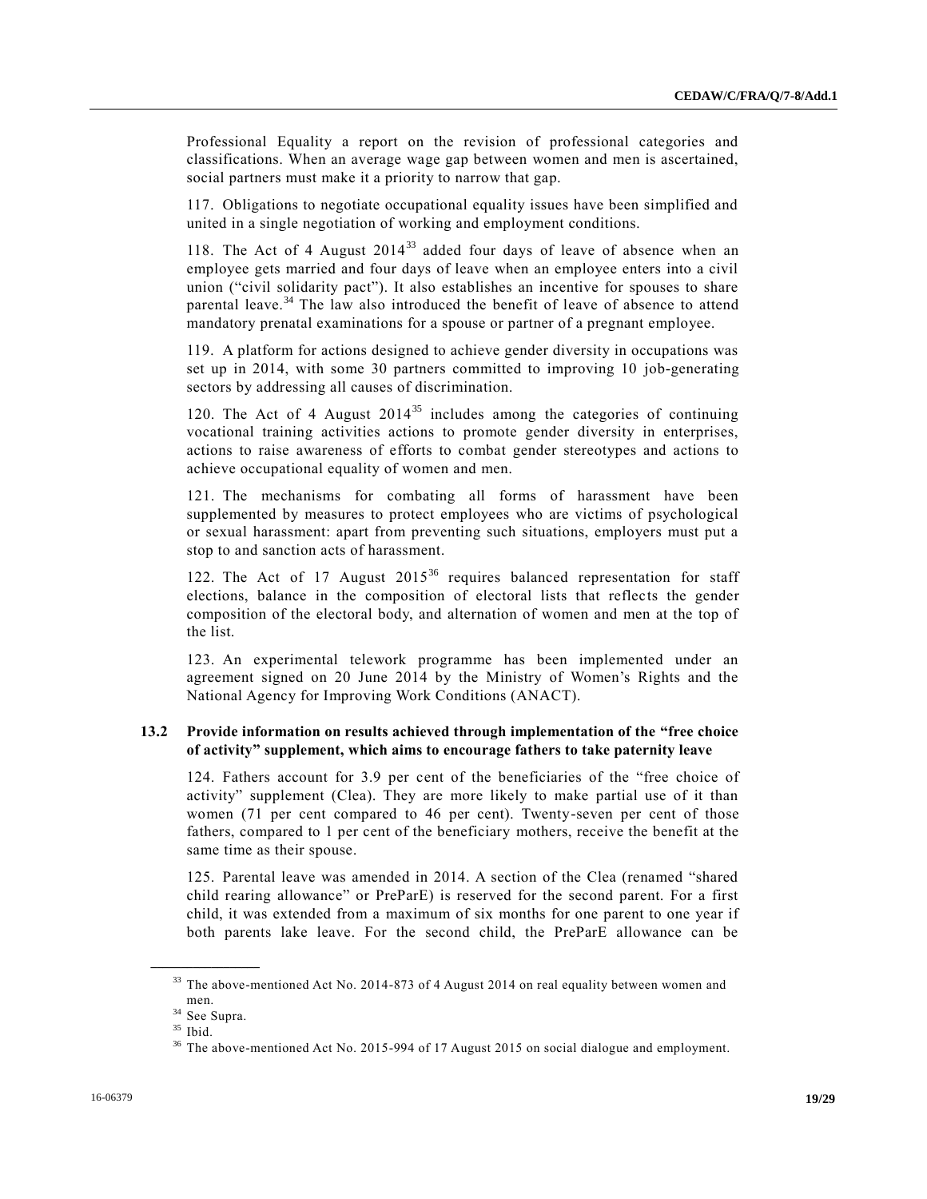Professional Equality a report on the revision of professional categories and classifications. When an average wage gap between women and men is ascertained, social partners must make it a priority to narrow that gap.

117. Obligations to negotiate occupational equality issues have been simplified and united in a single negotiation of working and employment conditions.

118. The Act of 4 August 2014[33] added four days of leave of absence when an employee gets married and four days of leave when an employee enters into a civil union ("civil solidarity pact"). It also establishes an incentive for spouses to share parental leave.[34] The law also introduced the benefit of leave of absence to attend mandatory prenatal examinations for a spouse or partner of a pregnant employee.

119. A platform for actions designed to achieve gender diversity in occupations was set up in 2014, with some 30 partners committed to improving 10 job-generating sectors by addressing all causes of discrimination.

120. The Act of 4 August 2014[35] includes among the categories of continuing vocational training activities actions to promote gender diversity in enterprises, actions to raise awareness of efforts to combat gender stereotypes and actions to achieve occupational equality of women and men.

121. The mechanisms for combating all forms of harassment have been supplemented by measures to protect employees who are victims of psychological or sexual harassment: apart from preventing such situations, employers must put a stop to and sanction acts of harassment.

122. The Act of 17 August 2015[36] requires balanced representation for staff elections, balance in the composition of electoral lists that reflects the gender composition of the electoral body, and alternation of women and men at the top of the list.

123. An experimental telework programme has been implemented under an agreement signed on 20 June 2014 by the Ministry of Women's Rights and the National Agency for Improving Work Conditions (ANACT).

### 13.2 Provide information on results achieved through implementation of the "free choice of activity" supplement, which aims to encourage fathers to take paternity leave

124. Fathers account for 3.9 per cent of the beneficiaries of the "free choice of activity" supplement (Clea). They are more likely to make partial use of it than women (71 per cent compared to 46 per cent). Twenty-seven per cent of those fathers, compared to 1 per cent of the beneficiary mothers, receive the benefit at the same time as their spouse.

125. Parental leave was amended in 2014. A section of the Clea (renamed "shared child rearing allowance" or PreParE) is reserved for the second parent. For a first child, it was extended from a maximum of six months for one parent to one year if both parents lake leave. For the second child, the PreParE allowance can be

---

[33] The above-mentioned Act No. 2014-873 of 4 August 2014 on real equality between women and men.

[34] See Supra.

[35] Ibid.

[36] The above-mentioned Act No. 2015-994 of 17 August 2015 on social dialogue and employment.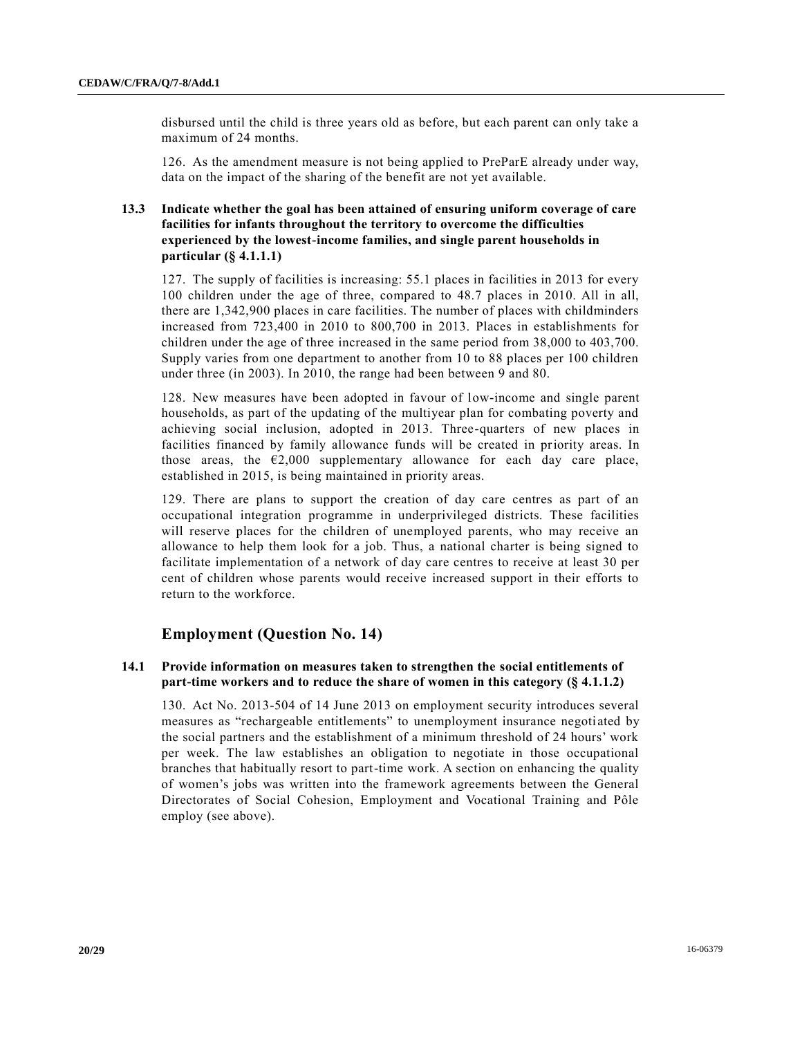disbursed until the child is three years old as before, but each parent can only take a maximum of 24 months.

126. As the amendment measure is not being applied to PreParE already under way, data on the impact of the sharing of the benefit are not yet available.

### 13.3 Indicate whether the goal has been attained of ensuring uniform coverage of care facilities for infants throughout the territory to overcome the difficulties experienced by the lowest-income families, and single parent households in particular (§ 4.1.1.1)

127. The supply of facilities is increasing: 55.1 places in facilities in 2013 for every 100 children under the age of three, compared to 48.7 places in 2010. All in all, there are 1,342,900 places in care facilities. The number of places with childminders increased from 723,400 in 2010 to 800,700 in 2013. Places in establishments for children under the age of three increased in the same period from 38,000 to 403,700. Supply varies from one department to another from 10 to 88 places per 100 children under three (in 2003). In 2010, the range had been between 9 and 80.

128. New measures have been adopted in favour of low-income and single parent households, as part of the updating of the multiyear plan for combating poverty and achieving social inclusion, adopted in 2013. Three-quarters of new places in facilities financed by family allowance funds will be created in priority areas. In those areas, the €2,000 supplementary allowance for each day care place, established in 2015, is being maintained in priority areas.

129. There are plans to support the creation of day care centres as part of an occupational integration programme in underprivileged districts. These facilities will reserve places for the children of unemployed parents, who may receive an allowance to help them look for a job. Thus, a national charter is being signed to facilitate implementation of a network of day care centres to receive at least 30 per cent of children whose parents would receive increased support in their efforts to return to the workforce.

## Employment (Question No. 14)

### 14.1 Provide information on measures taken to strengthen the social entitlements of part-time workers and to reduce the share of women in this category (§ 4.1.1.2)

130. Act No. 2013-504 of 14 June 2013 on employment security introduces several measures as "rechargeable entitlements" to unemployment insurance negotiated by the social partners and the establishment of a minimum threshold of 24 hours' work per week. The law establishes an obligation to negotiate in those occupational branches that habitually resort to part-time work. A section on enhancing the quality of women's jobs was written into the framework agreements between the General Directorates of Social Cohesion, Employment and Vocational Training and Pôle employ (see above).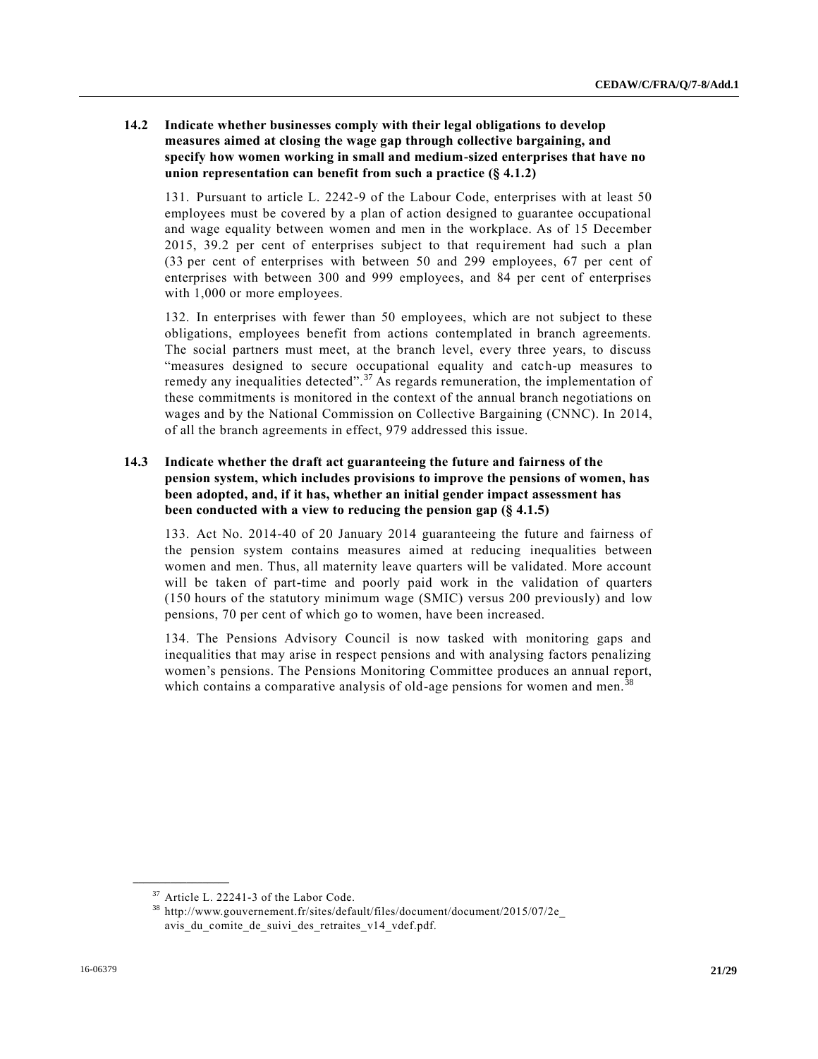### 14.2 Indicate whether businesses comply with their legal obligations to develop measures aimed at closing the wage gap through collective bargaining, and specify how women working in small and medium-sized enterprises that have no union representation can benefit from such a practice (§ 4.1.2)

131. Pursuant to article L. 2242-9 of the Labour Code, enterprises with at least 50 employees must be covered by a plan of action designed to guarantee occupational and wage equality between women and men in the workplace. As of 15 December 2015, 39.2 per cent of enterprises subject to that requirement had such a plan (33 per cent of enterprises with between 50 and 299 employees, 67 per cent of enterprises with between 300 and 999 employees, and 84 per cent of enterprises with 1,000 or more employees.

132. In enterprises with fewer than 50 employees, which are not subject to these obligations, employees benefit from actions contemplated in branch agreements. The social partners must meet, at the branch level, every three years, to discuss "measures designed to secure occupational equality and catch-up measures to remedy any inequalities detected".[37] As regards remuneration, the implementation of these commitments is monitored in the context of the annual branch negotiations on wages and by the National Commission on Collective Bargaining (CNNC). In 2014, of all the branch agreements in effect, 979 addressed this issue.

### 14.3 Indicate whether the draft act guaranteeing the future and fairness of the pension system, which includes provisions to improve the pensions of women, has been adopted, and, if it has, whether an initial gender impact assessment has been conducted with a view to reducing the pension gap (§ 4.1.5)

133. Act No. 2014-40 of 20 January 2014 guaranteeing the future and fairness of the pension system contains measures aimed at reducing inequalities between women and men. Thus, all maternity leave quarters will be validated. More account will be taken of part-time and poorly paid work in the validation of quarters (150 hours of the statutory minimum wage (SMIC) versus 200 previously) and low pensions, 70 per cent of which go to women, have been increased.

134. The Pensions Advisory Council is now tasked with monitoring gaps and inequalities that may arise in respect pensions and with analysing factors penalizing women's pensions. The Pensions Monitoring Committee produces an annual report, which contains a comparative analysis of old-age pensions for women and men.[38]

---

[37] Article L. 22241-3 of the Labor Code.

[38] http://www.gouvernement.fr/sites/default/files/document/document/2015/07/2e_avis_du_comite_de_suivi_des_retraites_v14_vdef.pdf.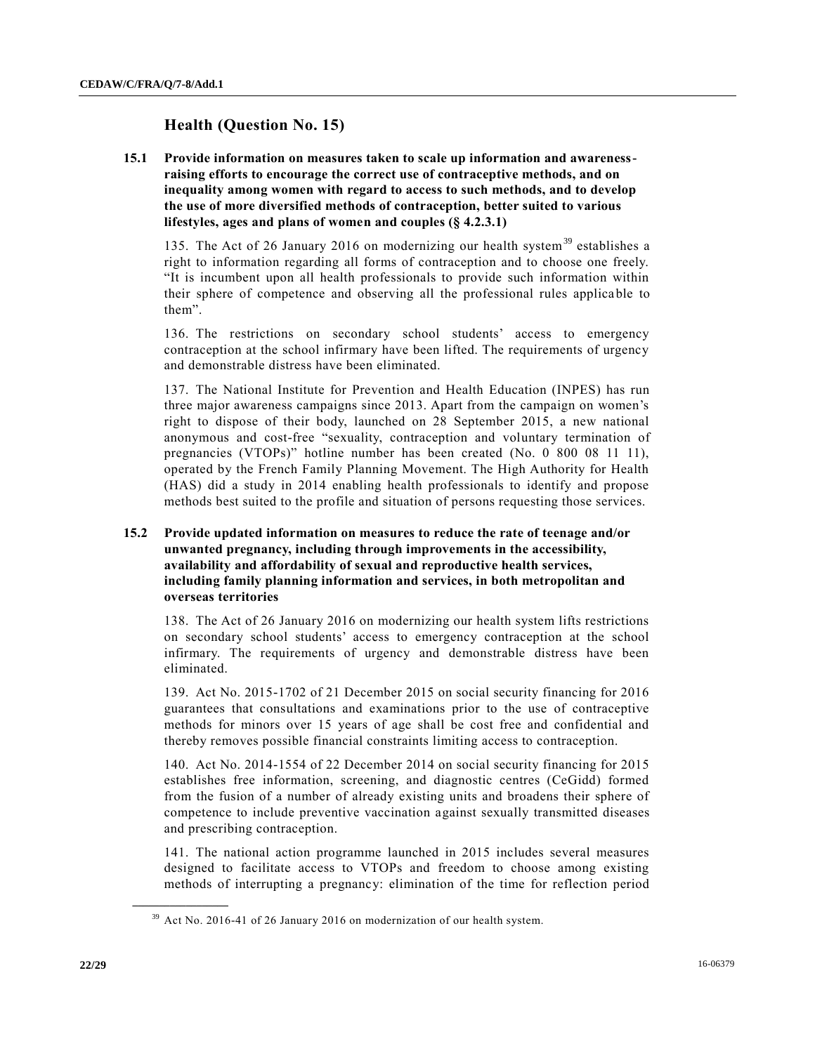## Health (Question No. 15)

**15.1 Provide information on measures taken to scale up information and awareness-raising efforts to encourage the correct use of contraceptive methods, and on inequality among women with regard to access to such methods, and to develop the use of more diversified methods of contraception, better suited to various lifestyles, ages and plans of women and couples (§ 4.2.3.1)**

135. The Act of 26 January 2016 on modernizing our health system[39] establishes a right to information regarding all forms of contraception and to choose one freely. "It is incumbent upon all health professionals to provide such information within their sphere of competence and observing all the professional rules applicable to them".

136. The restrictions on secondary school students' access to emergency contraception at the school infirmary have been lifted. The requirements of urgency and demonstrable distress have been eliminated.

137. The National Institute for Prevention and Health Education (INPES) has run three major awareness campaigns since 2013. Apart from the campaign on women's right to dispose of their body, launched on 28 September 2015, a new national anonymous and cost-free "sexuality, contraception and voluntary termination of pregnancies (VTOPs)" hotline number has been created (No. 0 800 08 11 11), operated by the French Family Planning Movement. The High Authority for Health (HAS) did a study in 2014 enabling health professionals to identify and propose methods best suited to the profile and situation of persons requesting those services.

**15.2 Provide updated information on measures to reduce the rate of teenage and/or unwanted pregnancy, including through improvements in the accessibility, availability and affordability of sexual and reproductive health services, including family planning information and services, in both metropolitan and overseas territories**

138. The Act of 26 January 2016 on modernizing our health system lifts restrictions on secondary school students' access to emergency contraception at the school infirmary. The requirements of urgency and demonstrable distress have been eliminated.

139. Act No. 2015-1702 of 21 December 2015 on social security financing for 2016 guarantees that consultations and examinations prior to the use of contraceptive methods for minors over 15 years of age shall be cost free and confidential and thereby removes possible financial constraints limiting access to contraception.

140. Act No. 2014-1554 of 22 December 2014 on social security financing for 2015 establishes free information, screening, and diagnostic centres (CeGidd) formed from the fusion of a number of already existing units and broadens their sphere of competence to include preventive vaccination against sexually transmitted diseases and prescribing contraception.

141. The national action programme launched in 2015 includes several measures designed to facilitate access to VTOPs and freedom to choose among existing methods of interrupting a pregnancy: elimination of the time for reflection period

---

[39] Act No. 2016-41 of 26 January 2016 on modernization of our health system.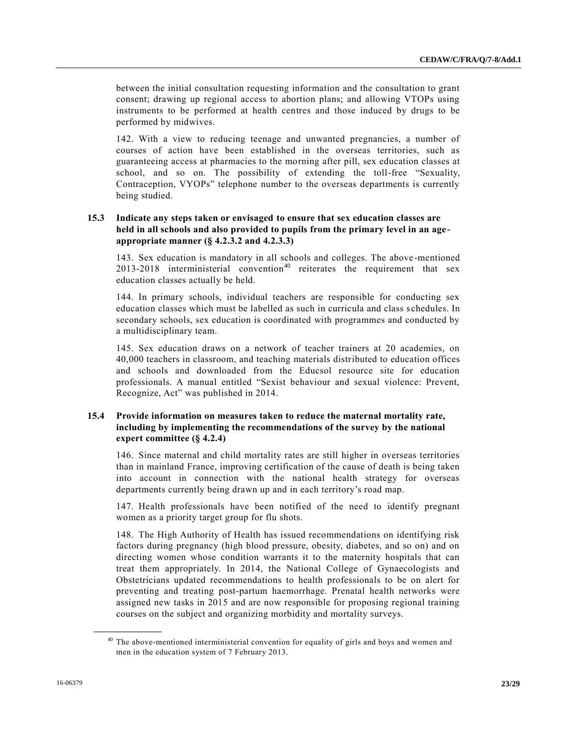between the initial consultation requesting information and the consultation to grant consent; drawing up regional access to abortion plans; and allowing VTOPs using instruments to be performed at health centres and those induced by drugs to be performed by midwives.

142. With a view to reducing teenage and unwanted pregnancies, a number of courses of action have been established in the overseas territories, such as guaranteeing access at pharmacies to the morning after pill, sex education classes at school, and so on. The possibility of extending the toll-free "Sexuality, Contraception, VYOPs" telephone number to the overseas departments is currently being studied.

### 15.3 Indicate any steps taken or envisaged to ensure that sex education classes are held in all schools and also provided to pupils from the primary level in an age-appropriate manner (§ 4.2.3.2 and 4.2.3.3)

143. Sex education is mandatory in all schools and colleges. The above-mentioned 2013-2018 interministerial convention[40] reiterates the requirement that sex education classes actually be held.

144. In primary schools, individual teachers are responsible for conducting sex education classes which must be labelled as such in curricula and class schedules. In secondary schools, sex education is coordinated with programmes and conducted by a multidisciplinary team.

145. Sex education draws on a network of teacher trainers at 20 academies, on 40,000 teachers in classroom, and teaching materials distributed to education offices and schools and downloaded from the Educsol resource site for education professionals. A manual entitled "Sexist behaviour and sexual violence: Prevent, Recognize, Act" was published in 2014.

### 15.4 Provide information on measures taken to reduce the maternal mortality rate, including by implementing the recommendations of the survey by the national expert committee (§ 4.2.4)

146. Since maternal and child mortality rates are still higher in overseas territories than in mainland France, improving certification of the cause of death is being taken into account in connection with the national health strategy for overseas departments currently being drawn up and in each territory's road map.

147. Health professionals have been notified of the need to identify pregnant women as a priority target group for flu shots.

148. The High Authority of Health has issued recommendations on identifying risk factors during pregnancy (high blood pressure, obesity, diabetes, and so on) and on directing women whose condition warrants it to the maternity hospitals that can treat them appropriately. In 2014, the National College of Gynaecologists and Obstetricians updated recommendations to health professionals to be on alert for preventing and treating post-partum haemorrhage. Prenatal health networks were assigned new tasks in 2015 and are now responsible for proposing regional training courses on the subject and organizing morbidity and mortality surveys.

---

[40] The above-mentioned interministerial convention for equality of girls and boys and women and men in the education system of 7 February 2013.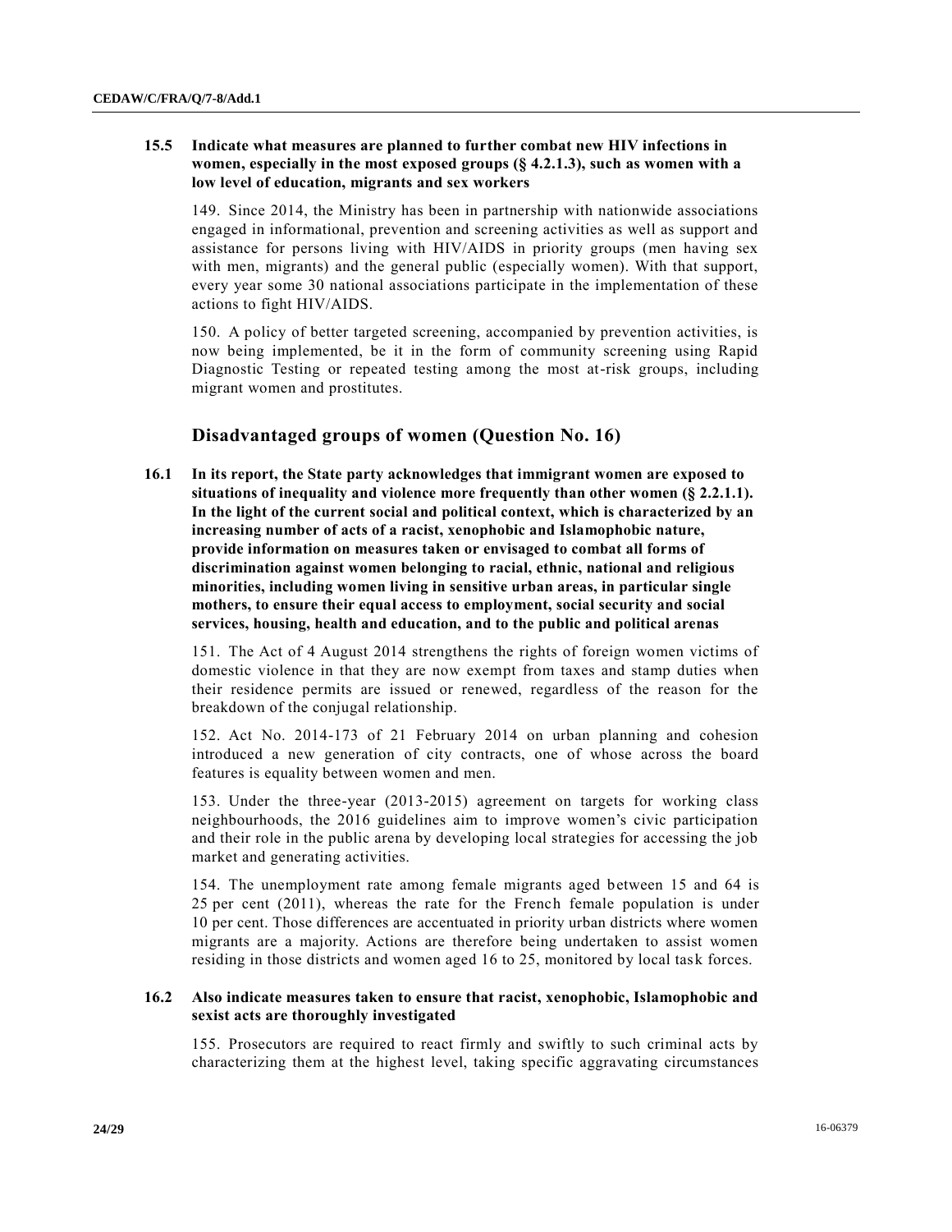### 15.5 Indicate what measures are planned to further combat new HIV infections in women, especially in the most exposed groups (§ 4.2.1.3), such as women with a low level of education, migrants and sex workers

149. Since 2014, the Ministry has been in partnership with nationwide associations engaged in informational, prevention and screening activities as well as support and assistance for persons living with HIV/AIDS in priority groups (men having sex with men, migrants) and the general public (especially women). With that support, every year some 30 national associations participate in the implementation of these actions to fight HIV/AIDS.

150. A policy of better targeted screening, accompanied by prevention activities, is now being implemented, be it in the form of community screening using Rapid Diagnostic Testing or repeated testing among the most at-risk groups, including migrant women and prostitutes.

## Disadvantaged groups of women (Question No. 16)

### 16.1 In its report, the State party acknowledges that immigrant women are exposed to situations of inequality and violence more frequently than other women (§ 2.2.1.1). In the light of the current social and political context, which is characterized by an increasing number of acts of a racist, xenophobic and Islamophobic nature, provide information on measures taken or envisaged to combat all forms of discrimination against women belonging to racial, ethnic, national and religious minorities, including women living in sensitive urban areas, in particular single mothers, to ensure their equal access to employment, social security and social services, housing, health and education, and to the public and political arenas

151. The Act of 4 August 2014 strengthens the rights of foreign women victims of domestic violence in that they are now exempt from taxes and stamp duties when their residence permits are issued or renewed, regardless of the reason for the breakdown of the conjugal relationship.

152. Act No. 2014-173 of 21 February 2014 on urban planning and cohesion introduced a new generation of city contracts, one of whose across the board features is equality between women and men.

153. Under the three-year (2013-2015) agreement on targets for working class neighbourhoods, the 2016 guidelines aim to improve women's civic participation and their role in the public arena by developing local strategies for accessing the job market and generating activities.

154. The unemployment rate among female migrants aged between 15 and 64 is 25 per cent (2011), whereas the rate for the French female population is under 10 per cent. Those differences are accentuated in priority urban districts where women migrants are a majority. Actions are therefore being undertaken to assist women residing in those districts and women aged 16 to 25, monitored by local task forces.

### 16.2 Also indicate measures taken to ensure that racist, xenophobic, Islamophobic and sexist acts are thoroughly investigated

155. Prosecutors are required to react firmly and swiftly to such criminal acts by characterizing them at the highest level, taking specific aggravating circumstances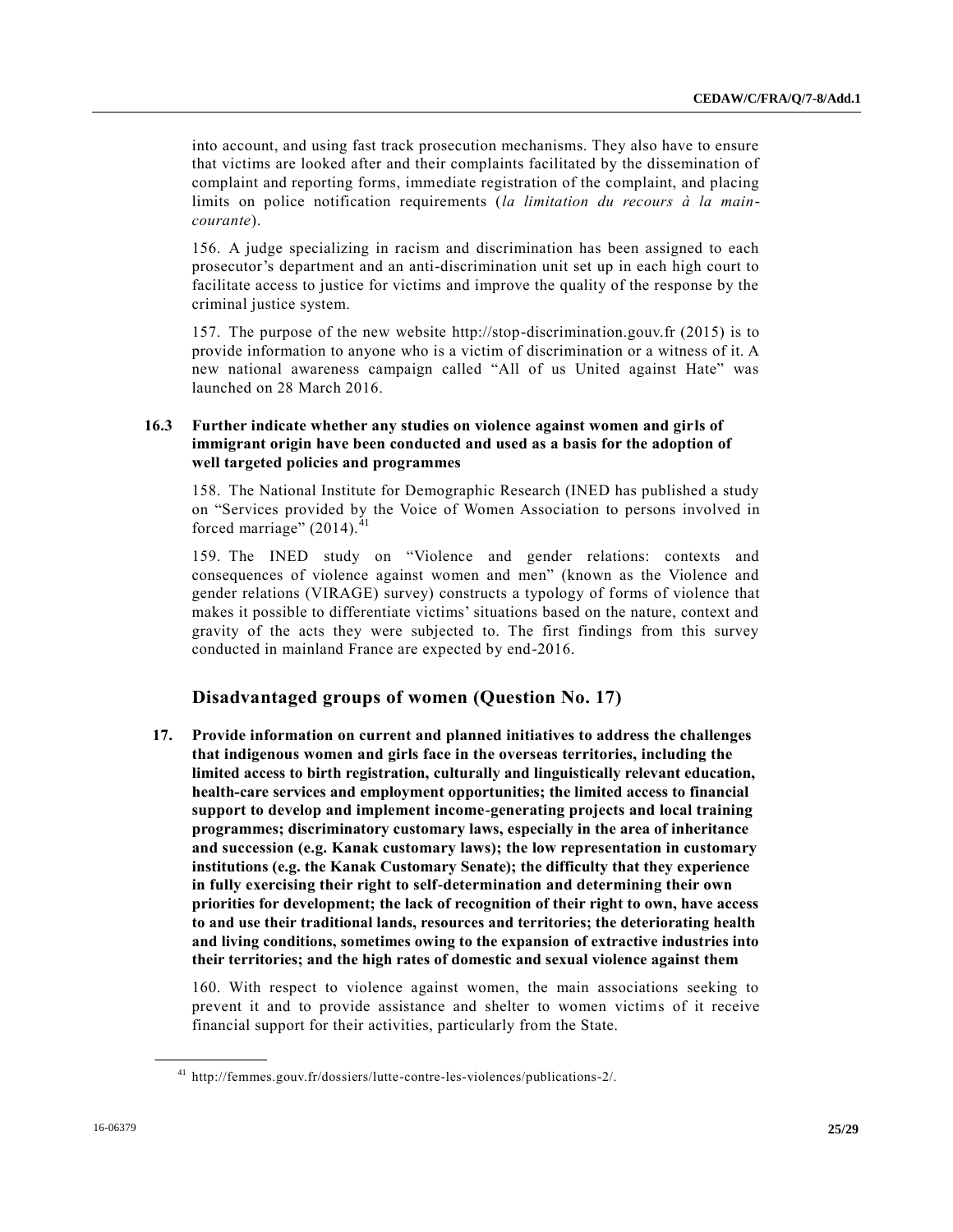into account, and using fast track prosecution mechanisms. They also have to ensure that victims are looked after and their complaints facilitated by the dissemination of complaint and reporting forms, immediate registration of the complaint, and placing limits on police notification requirements (*la limitation du recours à la main-courante*).

156. A judge specializing in racism and discrimination has been assigned to each prosecutor's department and an anti-discrimination unit set up in each high court to facilitate access to justice for victims and improve the quality of the response by the criminal justice system.

157. The purpose of the new website http://stop-discrimination.gouv.fr (2015) is to provide information to anyone who is a victim of discrimination or a witness of it. A new national awareness campaign called "All of us United against Hate" was launched on 28 March 2016.

**16.3 Further indicate whether any studies on violence against women and girls of immigrant origin have been conducted and used as a basis for the adoption of well targeted policies and programmes**

158. The National Institute for Demographic Research (INED has published a study on "Services provided by the Voice of Women Association to persons involved in forced marriage" (2014).[41]

159. The INED study on "Violence and gender relations: contexts and consequences of violence against women and men" (known as the Violence and gender relations (VIRAGE) survey) constructs a typology of forms of violence that makes it possible to differentiate victims' situations based on the nature, context and gravity of the acts they were subjected to. The first findings from this survey conducted in mainland France are expected by end-2016.

## Disadvantaged groups of women (Question No. 17)

**17. Provide information on current and planned initiatives to address the challenges that indigenous women and girls face in the overseas territories, including the limited access to birth registration, culturally and linguistically relevant education, health-care services and employment opportunities; the limited access to financial support to develop and implement income-generating projects and local training programmes; discriminatory customary laws, especially in the area of inheritance and succession (e.g. Kanak customary laws); the low representation in customary institutions (e.g. the Kanak Customary Senate); the difficulty that they experience in fully exercising their right to self-determination and determining their own priorities for development; the lack of recognition of their right to own, have access to and use their traditional lands, resources and territories; the deteriorating health and living conditions, sometimes owing to the expansion of extractive industries into their territories; and the high rates of domestic and sexual violence against them**

160. With respect to violence against women, the main associations seeking to prevent it and to provide assistance and shelter to women victims of it receive financial support for their activities, particularly from the State.

[41] http://femmes.gouv.fr/dossiers/lutte-contre-les-violences/publications-2/.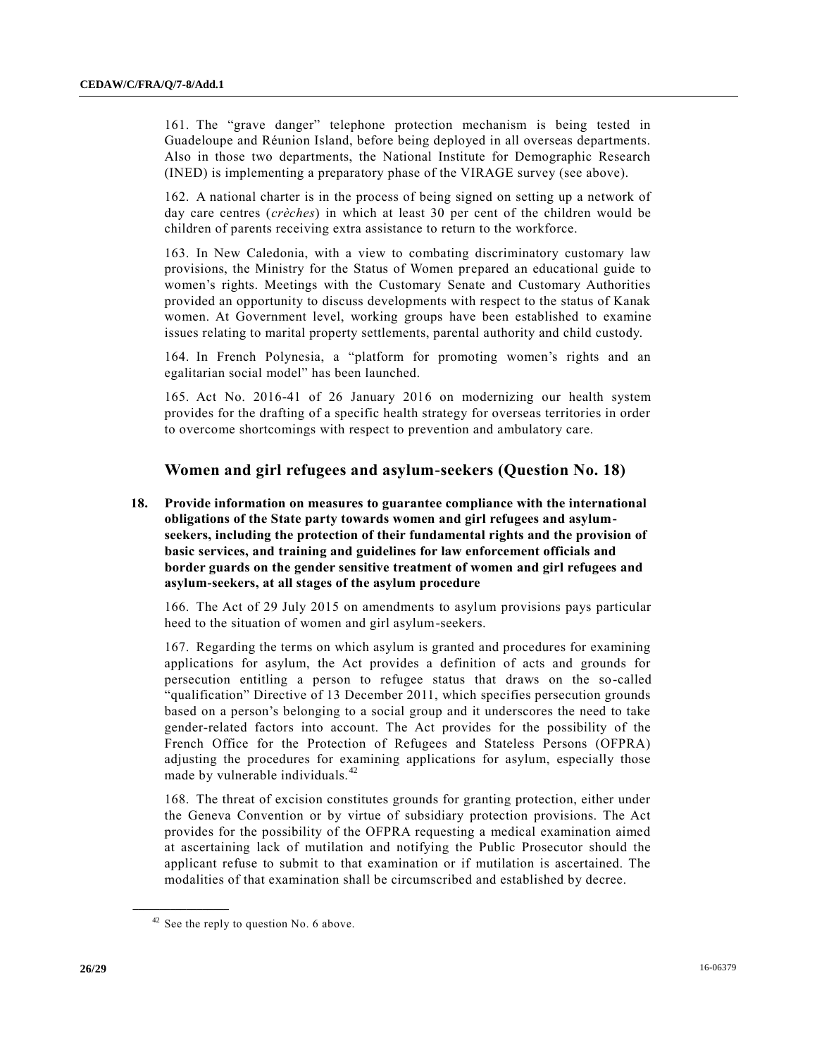161. The "grave danger" telephone protection mechanism is being tested in Guadeloupe and Réunion Island, before being deployed in all overseas departments. Also in those two departments, the National Institute for Demographic Research (INED) is implementing a preparatory phase of the VIRAGE survey (see above).

162. A national charter is in the process of being signed on setting up a network of day care centres (*crèches*) in which at least 30 per cent of the children would be children of parents receiving extra assistance to return to the workforce.

163. In New Caledonia, with a view to combating discriminatory customary law provisions, the Ministry for the Status of Women prepared an educational guide to women's rights. Meetings with the Customary Senate and Customary Authorities provided an opportunity to discuss developments with respect to the status of Kanak women. At Government level, working groups have been established to examine issues relating to marital property settlements, parental authority and child custody.

164. In French Polynesia, a "platform for promoting women's rights and an egalitarian social model" has been launched.

165. Act No. 2016-41 of 26 January 2016 on modernizing our health system provides for the drafting of a specific health strategy for overseas territories in order to overcome shortcomings with respect to prevention and ambulatory care.

## Women and girl refugees and asylum-seekers (Question No. 18)

**18. Provide information on measures to guarantee compliance with the international obligations of the State party towards women and girl refugees and asylum-seekers, including the protection of their fundamental rights and the provision of basic services, and training and guidelines for law enforcement officials and border guards on the gender sensitive treatment of women and girl refugees and asylum-seekers, at all stages of the asylum procedure**

166. The Act of 29 July 2015 on amendments to asylum provisions pays particular heed to the situation of women and girl asylum-seekers.

167. Regarding the terms on which asylum is granted and procedures for examining applications for asylum, the Act provides a definition of acts and grounds for persecution entitling a person to refugee status that draws on the so-called "qualification" Directive of 13 December 2011, which specifies persecution grounds based on a person's belonging to a social group and it underscores the need to take gender-related factors into account. The Act provides for the possibility of the French Office for the Protection of Refugees and Stateless Persons (OFPRA) adjusting the procedures for examining applications for asylum, especially those made by vulnerable individuals.[42]

168. The threat of excision constitutes grounds for granting protection, either under the Geneva Convention or by virtue of subsidiary protection provisions. The Act provides for the possibility of the OFPRA requesting a medical examination aimed at ascertaining lack of mutilation and notifying the Public Prosecutor should the applicant refuse to submit to that examination or if mutilation is ascertained. The modalities of that examination shall be circumscribed and established by decree.

[42] See the reply to question No. 6 above.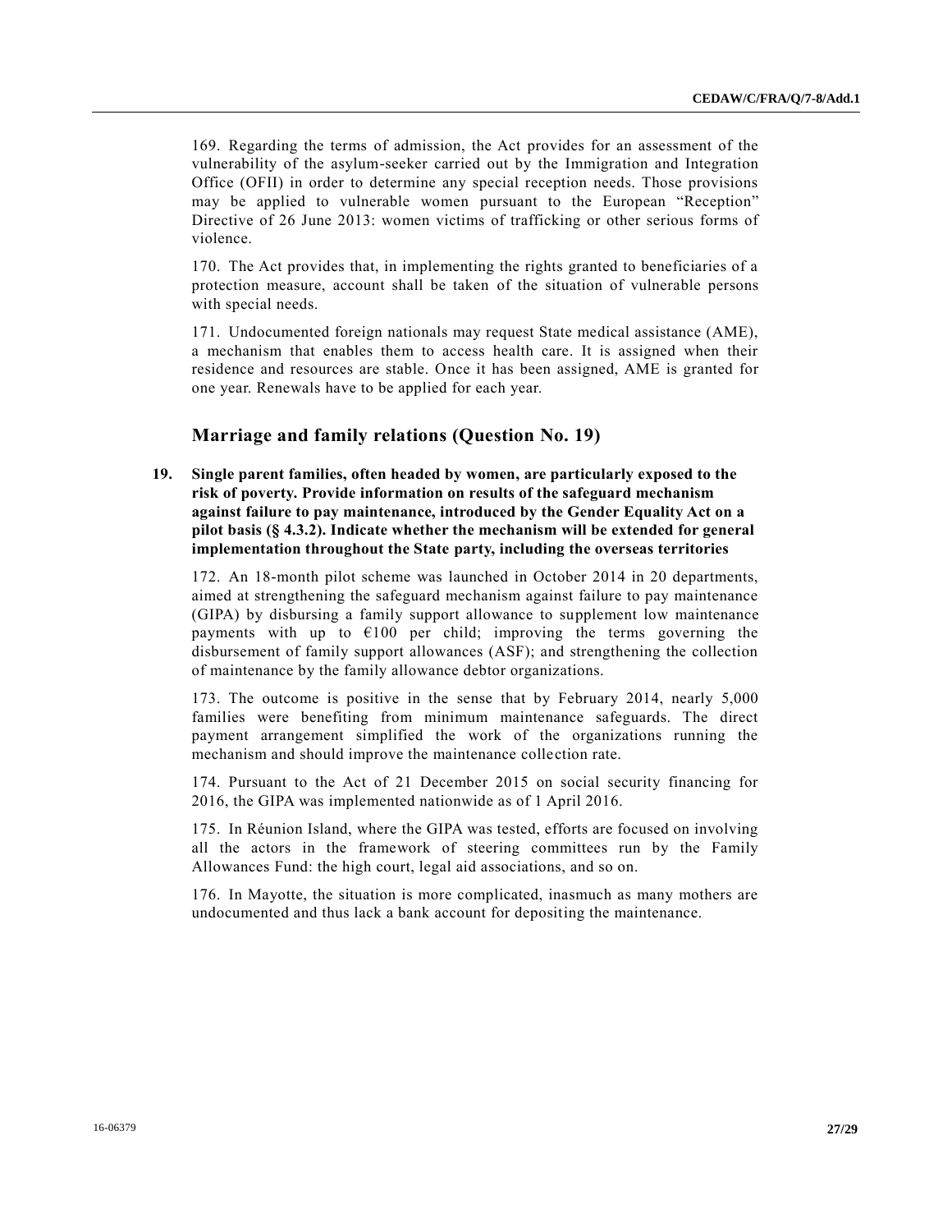169. Regarding the terms of admission, the Act provides for an assessment of the vulnerability of the asylum-seeker carried out by the Immigration and Integration Office (OFII) in order to determine any special reception needs. Those provisions may be applied to vulnerable women pursuant to the European "Reception" Directive of 26 June 2013: women victims of trafficking or other serious forms of violence.

170. The Act provides that, in implementing the rights granted to beneficiaries of a protection measure, account shall be taken of the situation of vulnerable persons with special needs.

171. Undocumented foreign nationals may request State medical assistance (AME), a mechanism that enables them to access health care. It is assigned when their residence and resources are stable. Once it has been assigned, AME is granted for one year. Renewals have to be applied for each year.

## Marriage and family relations (Question No. 19)

**19. Single parent families, often headed by women, are particularly exposed to the risk of poverty. Provide information on results of the safeguard mechanism against failure to pay maintenance, introduced by the Gender Equality Act on a pilot basis (§ 4.3.2). Indicate whether the mechanism will be extended for general implementation throughout the State party, including the overseas territories**

172. An 18-month pilot scheme was launched in October 2014 in 20 departments, aimed at strengthening the safeguard mechanism against failure to pay maintenance (GIPA) by disbursing a family support allowance to supplement low maintenance payments with up to €100 per child; improving the terms governing the disbursement of family support allowances (ASF); and strengthening the collection of maintenance by the family allowance debtor organizations.

173. The outcome is positive in the sense that by February 2014, nearly 5,000 families were benefiting from minimum maintenance safeguards. The direct payment arrangement simplified the work of the organizations running the mechanism and should improve the maintenance collection rate.

174. Pursuant to the Act of 21 December 2015 on social security financing for 2016, the GIPA was implemented nationwide as of 1 April 2016.

175. In Réunion Island, where the GIPA was tested, efforts are focused on involving all the actors in the framework of steering committees run by the Family Allowances Fund: the high court, legal aid associations, and so on.

176. In Mayotte, the situation is more complicated, inasmuch as many mothers are undocumented and thus lack a bank account for depositing the maintenance.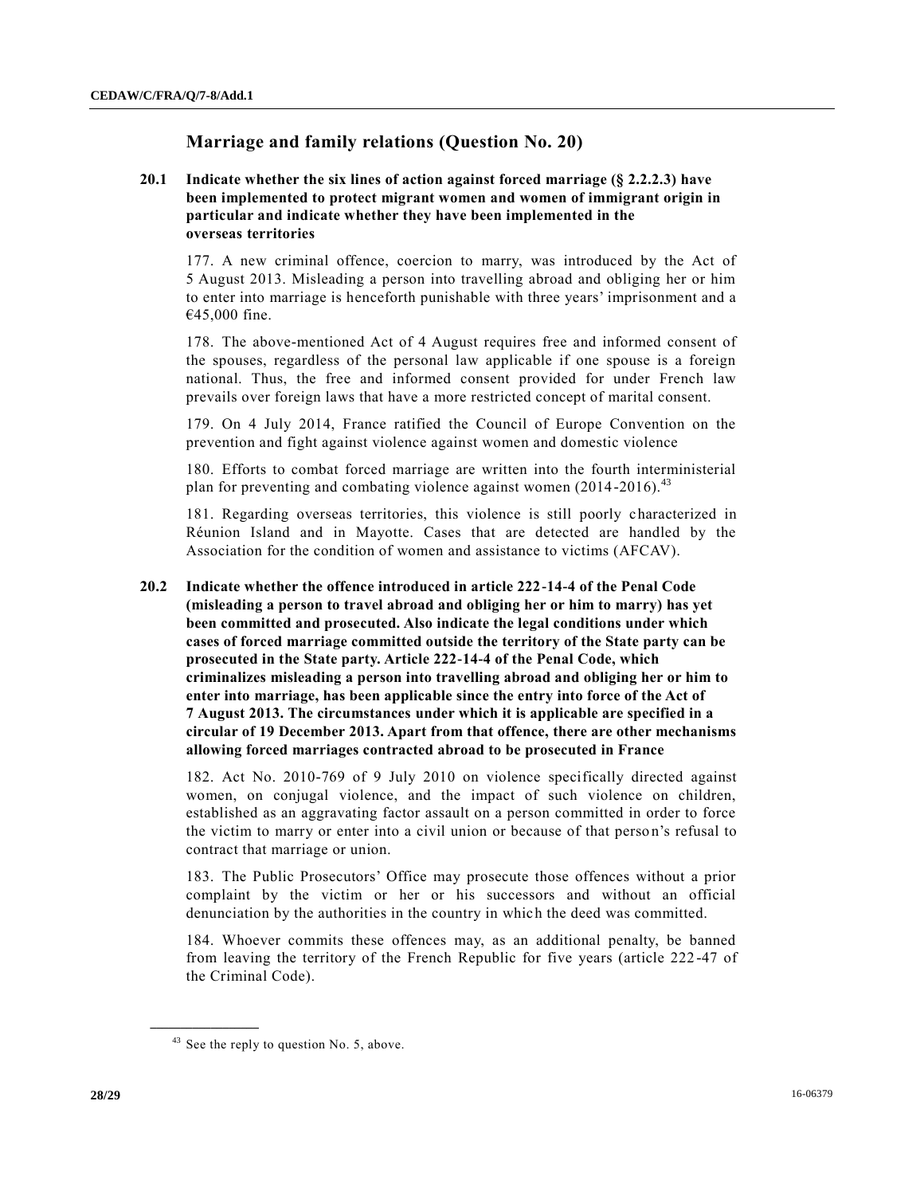## Marriage and family relations (Question No. 20)

**20.1 Indicate whether the six lines of action against forced marriage (§ 2.2.2.3) have been implemented to protect migrant women and women of immigrant origin in particular and indicate whether they have been implemented in the overseas territories**

177. A new criminal offence, coercion to marry, was introduced by the Act of 5 August 2013. Misleading a person into travelling abroad and obliging her or him to enter into marriage is henceforth punishable with three years' imprisonment and a €45,000 fine.

178. The above-mentioned Act of 4 August requires free and informed consent of the spouses, regardless of the personal law applicable if one spouse is a foreign national. Thus, the free and informed consent provided for under French law prevails over foreign laws that have a more restricted concept of marital consent.

179. On 4 July 2014, France ratified the Council of Europe Convention on the prevention and fight against violence against women and domestic violence

180. Efforts to combat forced marriage are written into the fourth interministerial plan for preventing and combating violence against women (2014-2016).[43]

181. Regarding overseas territories, this violence is still poorly characterized in Réunion Island and in Mayotte. Cases that are detected are handled by the Association for the condition of women and assistance to victims (AFCAV).

**20.2 Indicate whether the offence introduced in article 222-14-4 of the Penal Code (misleading a person to travel abroad and obliging her or him to marry) has yet been committed and prosecuted. Also indicate the legal conditions under which cases of forced marriage committed outside the territory of the State party can be prosecuted in the State party. Article 222-14-4 of the Penal Code, which criminalizes misleading a person into travelling abroad and obliging her or him to enter into marriage, has been applicable since the entry into force of the Act of 7 August 2013. The circumstances under which it is applicable are specified in a circular of 19 December 2013. Apart from that offence, there are other mechanisms allowing forced marriages contracted abroad to be prosecuted in France**

182. Act No. 2010-769 of 9 July 2010 on violence specifically directed against women, on conjugal violence, and the impact of such violence on children, established as an aggravating factor assault on a person committed in order to force the victim to marry or enter into a civil union or because of that person's refusal to contract that marriage or union.

183. The Public Prosecutors' Office may prosecute those offences without a prior complaint by the victim or her or his successors and without an official denunciation by the authorities in the country in which the deed was committed.

184. Whoever commits these offences may, as an additional penalty, be banned from leaving the territory of the French Republic for five years (article 222-47 of the Criminal Code).

[43] See the reply to question No. 5, above.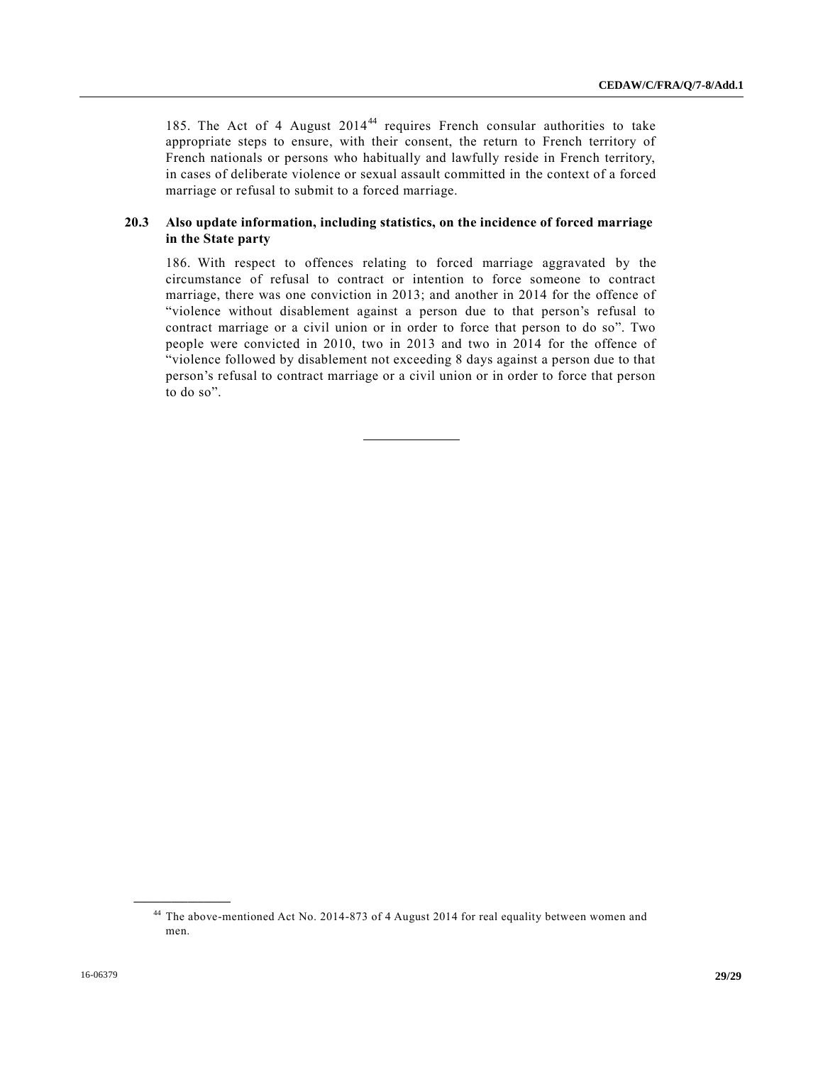185. The Act of 4 August 2014[44] requires French consular authorities to take appropriate steps to ensure, with their consent, the return to French territory of French nationals or persons who habitually and lawfully reside in French territory, in cases of deliberate violence or sexual assault committed in the context of a forced marriage or refusal to submit to a forced marriage.

### 20.3 Also update information, including statistics, on the incidence of forced marriage in the State party

186. With respect to offences relating to forced marriage aggravated by the circumstance of refusal to contract or intention to force someone to contract marriage, there was one conviction in 2013; and another in 2014 for the offence of "violence without disablement against a person due to that person's refusal to contract marriage or a civil union or in order to force that person to do so". Two people were convicted in 2010, two in 2013 and two in 2014 for the offence of "violence followed by disablement not exceeding 8 days against a person due to that person's refusal to contract marriage or a civil union or in order to force that person to do so".

---

[44] The above-mentioned Act No. 2014-873 of 4 August 2014 for real equality between women and men.